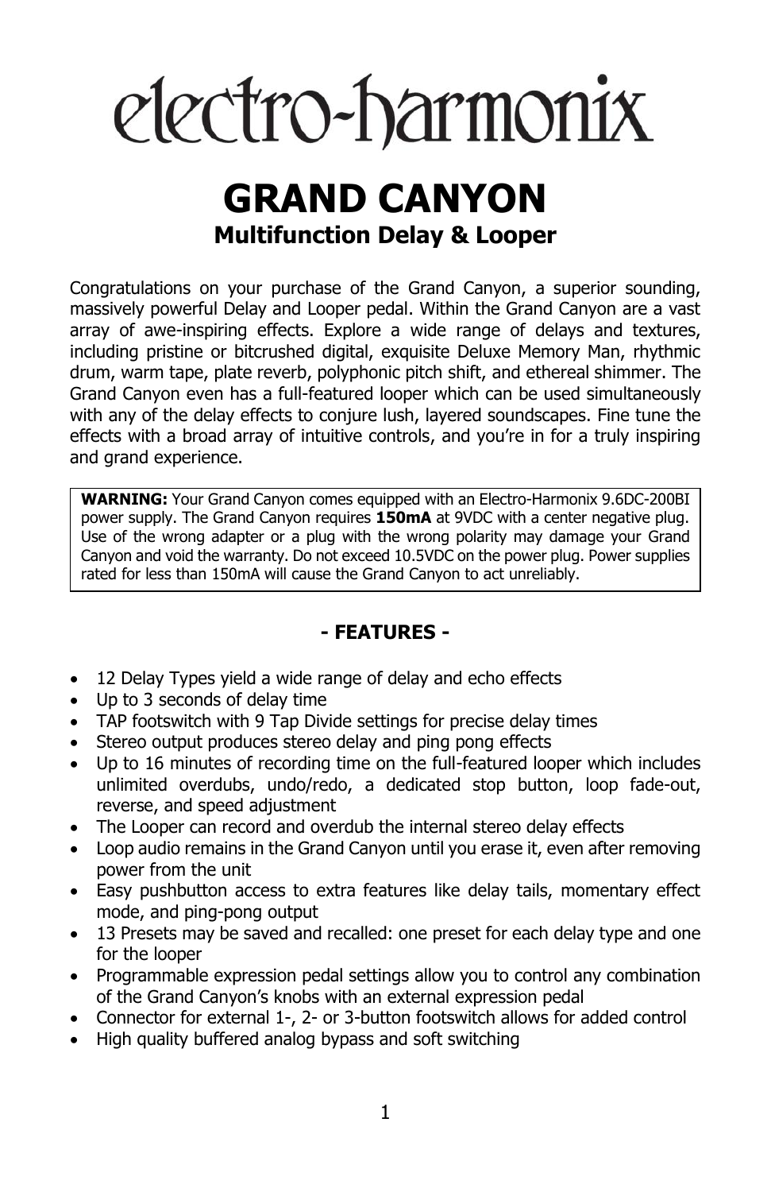# electro-harmonix

# GRAND CANYON

## Multifunction Delay & Looper

Congratulations on your purchase of the Grand Canyon, a superior sounding, massively powerful Delay and Looper pedal. Within the Grand Canyon are a vast array of awe-inspiring effects. Explore a wide range of delays and textures, including pristine or bitcrushed digital, exquisite Deluxe Memory Man, rhythmic drum, warm tape, plate reverb, polyphonic pitch shift, and ethereal shimmer. The Grand Canyon even has a full-featured looper which can be used simultaneously with any of the delay effects to conjure lush, layered soundscapes. Fine tune the effects with a broad array of intuitive controls, and you're in for a truly inspiring and grand experience.

> **WARNING:** Your Grand Canyon comes equipped with an Electro-Harmonix 9.6DC-200BI power supply. The Grand Canyon requires **150mA** at 9VDC with a center negative plug. Use of the wrong adapter or a plug with the wrong polarity may damage your Grand Canyon and void the warranty. Do not exceed 10.5VDC on the power plug. Power supplies rated for less than 150mA will cause the Grand Canyon to act unreliably.

### - FEATURES -

- 12 Delay Types yield a wide range of delay and echo effects
- Up to 3 seconds of delay time
- TAP footswitch with 9 Tap Divide settings for precise delay times
- Stereo output produces stereo delay and ping pong effects
- Up to 16 minutes of recording time on the full-featured looper which includes unlimited overdubs, undo/redo, a dedicated stop button, loop fade-out, reverse, and speed adjustment
- The Looper can record and overdub the internal stereo delay effects
- Loop audio remains in the Grand Canyon until you erase it, even after removing power from the unit
- Easy pushbutton access to extra features like delay tails, momentary effect mode, and ping-pong output
- 13 Presets may be saved and recalled: one preset for each delay type and one for the looper
- Programmable expression pedal settings allow you to control any combination of the Grand Canyon's knobs with an external expression pedal
- Connector for external 1-, 2- or 3-button footswitch allows for added control
- High quality buffered analog bypass and soft switching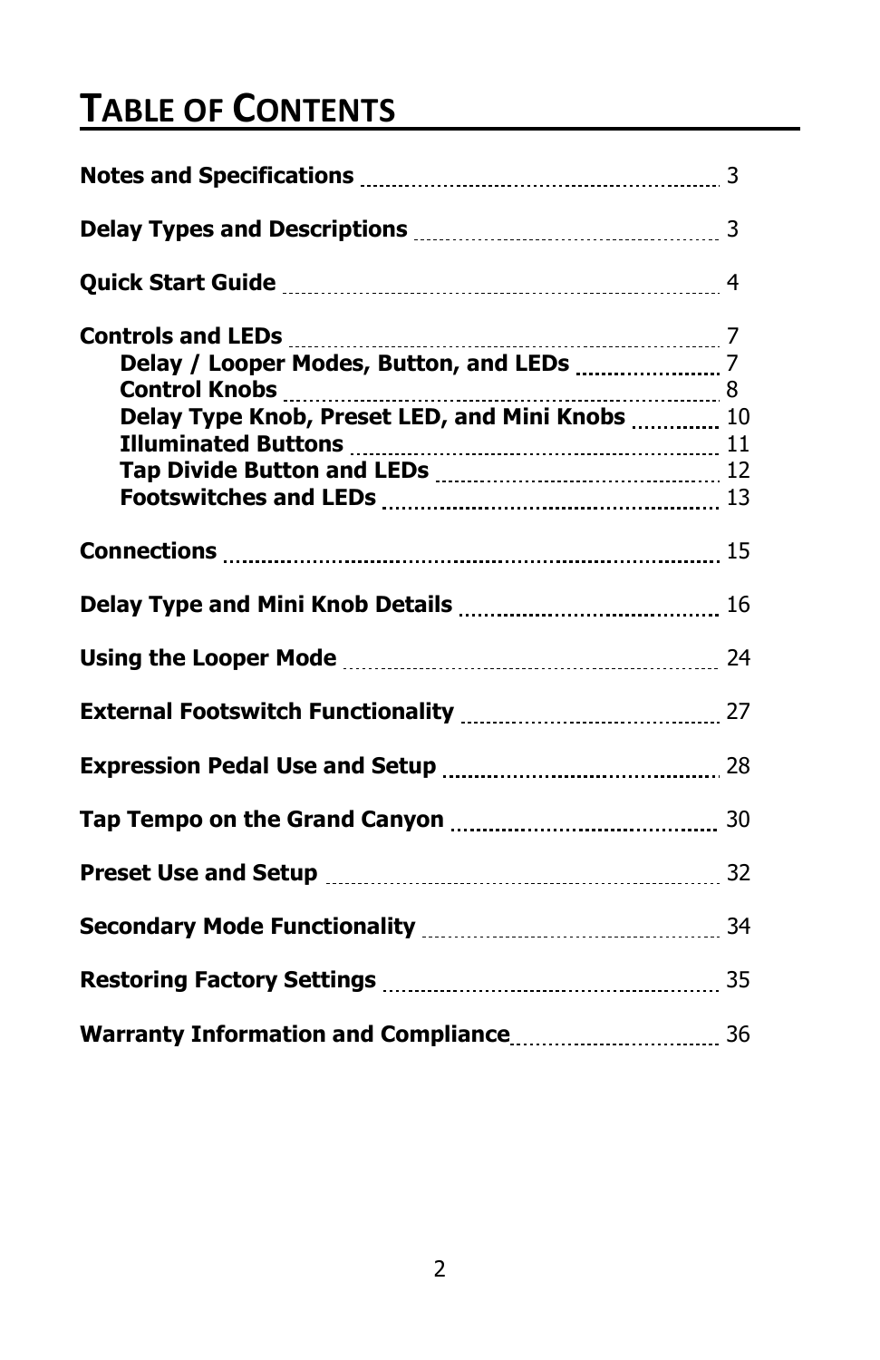# Table of Contents

**Notes and Specifications** ........ 3

**Delay Types and Descriptions** ........ 3

**Quick Start Guide** ........ 4

**Controls and LEDs** ........ 7
- **Delay / Looper Modes, Button, and LEDs** ........ 7
- **Control Knobs** ........ 8
- **Delay Type Knob, Preset LED, and Mini Knobs** ........ 10
- **Illuminated Buttons** ........ 11
- **Tap Divide Button and LEDs** ........ 12
- **Footswitches and LEDs** ........ 13

**Connections** ........ 15

**Delay Type and Mini Knob Details** ........ 16

**Using the Looper Mode** ........ 24

**External Footswitch Functionality** ........ 27

**Expression Pedal Use and Setup** ........ 28

**Tap Tempo on the Grand Canyon** ........ 30

**Preset Use and Setup** ........ 32

**Secondary Mode Functionality** ........ 34

**Restoring Factory Settings** ........ 35

**Warranty Information and Compliance** ........ 36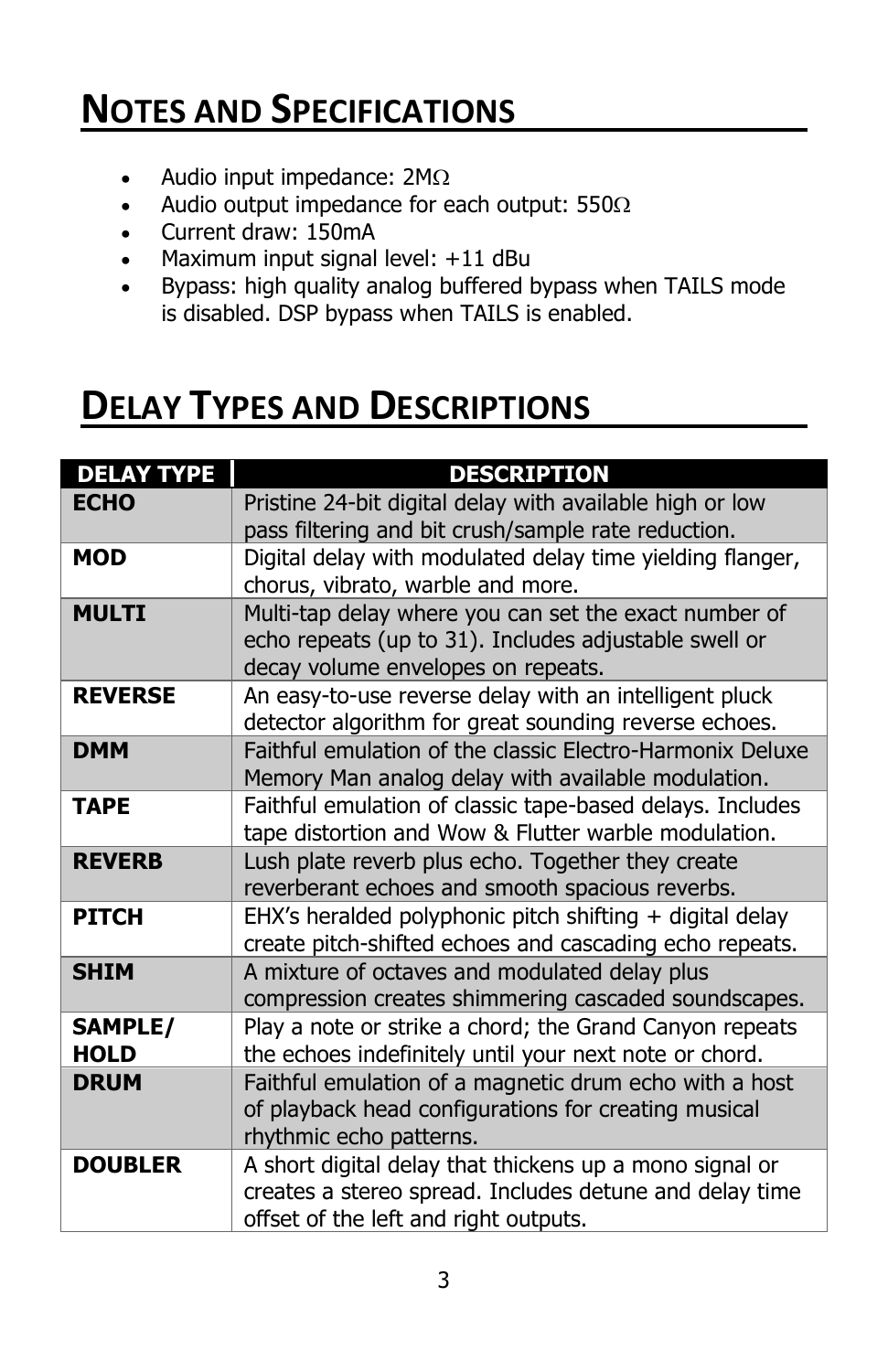# Notes and Specifications

- Audio input impedance: 2MΩ
- Audio output impedance for each output: 550Ω
- Current draw: 150mA
- Maximum input signal level: +11 dBu
- Bypass: high quality analog buffered bypass when TAILS mode is disabled. DSP bypass when TAILS is enabled.

# Delay Types and Descriptions

| DELAY TYPE | DESCRIPTION |
| --- | --- |
| **ECHO** | Pristine 24-bit digital delay with available high or low pass filtering and bit crush/sample rate reduction. |
| **MOD** | Digital delay with modulated delay time yielding flanger, chorus, vibrato, warble and more. |
| **MULTI** | Multi-tap delay where you can set the exact number of echo repeats (up to 31). Includes adjustable swell or decay volume envelopes on repeats. |
| **REVERSE** | An easy-to-use reverse delay with an intelligent pluck detector algorithm for great sounding reverse echoes. |
| **DMM** | Faithful emulation of the classic Electro-Harmonix Deluxe Memory Man analog delay with available modulation. |
| **TAPE** | Faithful emulation of classic tape-based delays. Includes tape distortion and Wow & Flutter warble modulation. |
| **REVERB** | Lush plate reverb plus echo. Together they create reverberant echoes and smooth spacious reverbs. |
| **PITCH** | EHX's heralded polyphonic pitch shifting + digital delay create pitch-shifted echoes and cascading echo repeats. |
| **SHIM** | A mixture of octaves and modulated delay plus compression creates shimmering cascaded soundscapes. |
| **SAMPLE/ HOLD** | Play a note or strike a chord; the Grand Canyon repeats the echoes indefinitely until your next note or chord. |
| **DRUM** | Faithful emulation of a magnetic drum echo with a host of playback head configurations for creating musical rhythmic echo patterns. |
| **DOUBLER** | A short digital delay that thickens up a mono signal or creates a stereo spread. Includes detune and delay time offset of the left and right outputs. |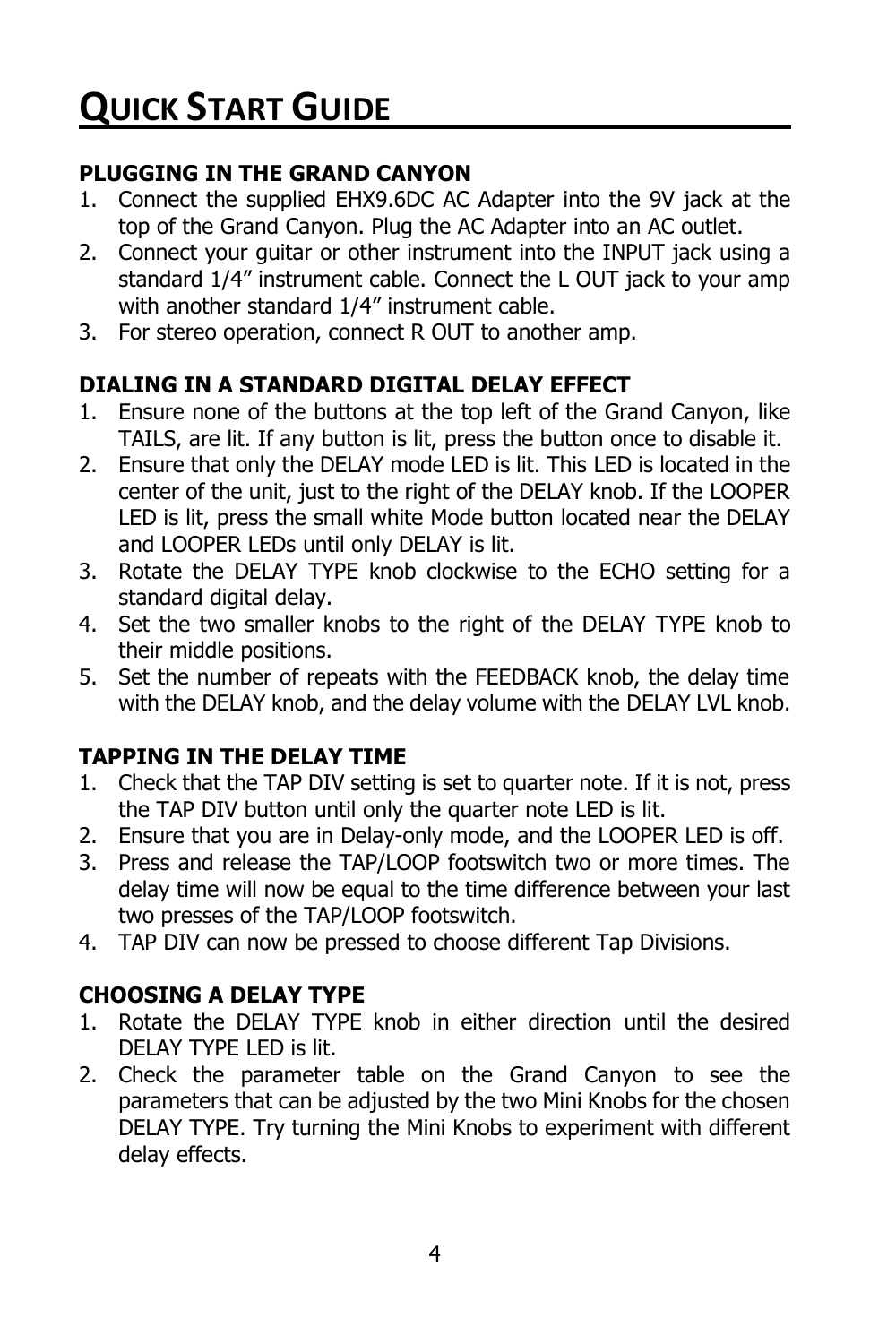# QUICK START GUIDE

### PLUGGING IN THE GRAND CANYON

1. Connect the supplied EHX9.6DC AC Adapter into the 9V jack at the top of the Grand Canyon. Plug the AC Adapter into an AC outlet.
2. Connect your guitar or other instrument into the INPUT jack using a standard 1/4" instrument cable. Connect the L OUT jack to your amp with another standard 1/4" instrument cable.
3. For stereo operation, connect R OUT to another amp.

### DIALING IN A STANDARD DIGITAL DELAY EFFECT

1. Ensure none of the buttons at the top left of the Grand Canyon, like TAILS, are lit. If any button is lit, press the button once to disable it.
2. Ensure that only the DELAY mode LED is lit. This LED is located in the center of the unit, just to the right of the DELAY knob. If the LOOPER LED is lit, press the small white Mode button located near the DELAY and LOOPER LEDs until only DELAY is lit.
3. Rotate the DELAY TYPE knob clockwise to the ECHO setting for a standard digital delay.
4. Set the two smaller knobs to the right of the DELAY TYPE knob to their middle positions.
5. Set the number of repeats with the FEEDBACK knob, the delay time with the DELAY knob, and the delay volume with the DELAY LVL knob.

### TAPPING IN THE DELAY TIME

1. Check that the TAP DIV setting is set to quarter note. If it is not, press the TAP DIV button until only the quarter note LED is lit.
2. Ensure that you are in Delay-only mode, and the LOOPER LED is off.
3. Press and release the TAP/LOOP footswitch two or more times. The delay time will now be equal to the time difference between your last two presses of the TAP/LOOP footswitch.
4. TAP DIV can now be pressed to choose different Tap Divisions.

### CHOOSING A DELAY TYPE

1. Rotate the DELAY TYPE knob in either direction until the desired DELAY TYPE LED is lit.
2. Check the parameter table on the Grand Canyon to see the parameters that can be adjusted by the two Mini Knobs for the chosen DELAY TYPE. Try turning the Mini Knobs to experiment with different delay effects.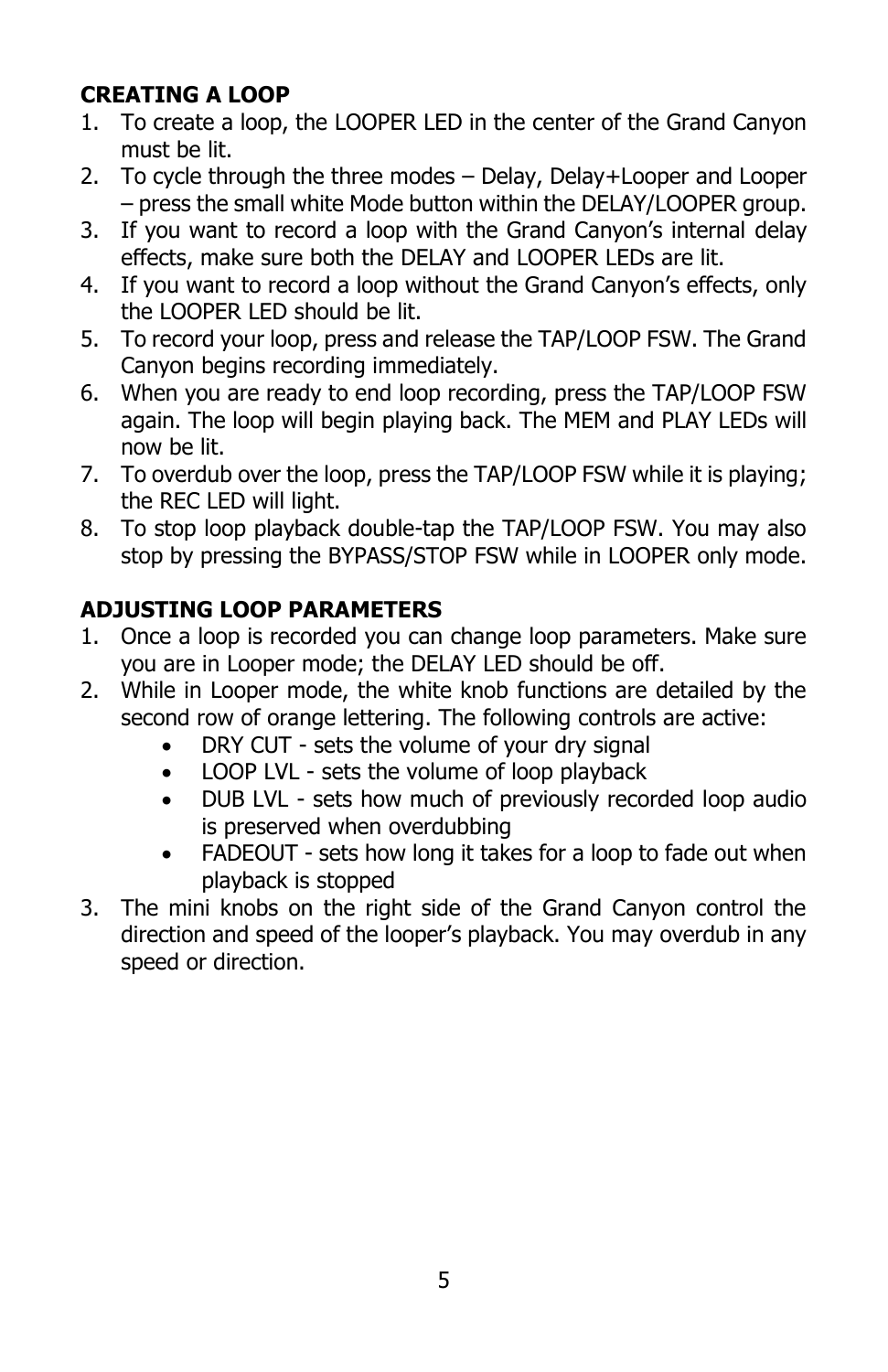**CREATING A LOOP**

1. To create a loop, the LOOPER LED in the center of the Grand Canyon must be lit.
2. To cycle through the three modes – Delay, Delay+Looper and Looper – press the small white Mode button within the DELAY/LOOPER group.
3. If you want to record a loop with the Grand Canyon's internal delay effects, make sure both the DELAY and LOOPER LEDs are lit.
4. If you want to record a loop without the Grand Canyon's effects, only the LOOPER LED should be lit.
5. To record your loop, press and release the TAP/LOOP FSW. The Grand Canyon begins recording immediately.
6. When you are ready to end loop recording, press the TAP/LOOP FSW again. The loop will begin playing back. The MEM and PLAY LEDs will now be lit.
7. To overdub over the loop, press the TAP/LOOP FSW while it is playing; the REC LED will light.
8. To stop loop playback double-tap the TAP/LOOP FSW. You may also stop by pressing the BYPASS/STOP FSW while in LOOPER only mode.

**ADJUSTING LOOP PARAMETERS**

1. Once a loop is recorded you can change loop parameters. Make sure you are in Looper mode; the DELAY LED should be off.
2. While in Looper mode, the white knob functions are detailed by the second row of orange lettering. The following controls are active:
   - DRY CUT - sets the volume of your dry signal
   - LOOP LVL - sets the volume of loop playback
   - DUB LVL - sets how much of previously recorded loop audio is preserved when overdubbing
   - FADEOUT - sets how long it takes for a loop to fade out when playback is stopped
3. The mini knobs on the right side of the Grand Canyon control the direction and speed of the looper's playback. You may overdub in any speed or direction.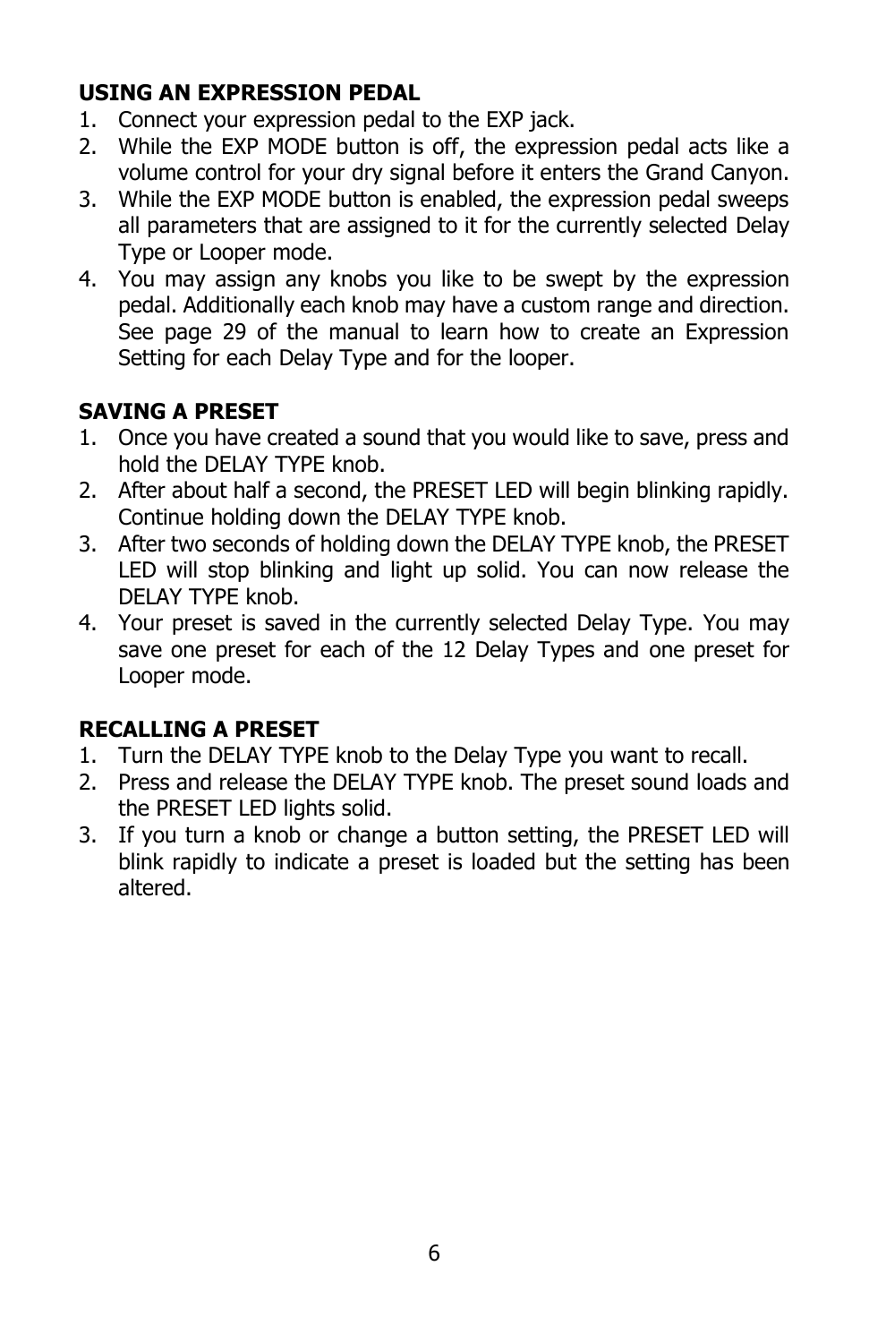### USING AN EXPRESSION PEDAL

1. Connect your expression pedal to the EXP jack.
2. While the EXP MODE button is off, the expression pedal acts like a volume control for your dry signal before it enters the Grand Canyon.
3. While the EXP MODE button is enabled, the expression pedal sweeps all parameters that are assigned to it for the currently selected Delay Type or Looper mode.
4. You may assign any knobs you like to be swept by the expression pedal. Additionally each knob may have a custom range and direction. See page 29 of the manual to learn how to create an Expression Setting for each Delay Type and for the looper.

### SAVING A PRESET

1. Once you have created a sound that you would like to save, press and hold the DELAY TYPE knob.
2. After about half a second, the PRESET LED will begin blinking rapidly. Continue holding down the DELAY TYPE knob.
3. After two seconds of holding down the DELAY TYPE knob, the PRESET LED will stop blinking and light up solid. You can now release the DELAY TYPE knob.
4. Your preset is saved in the currently selected Delay Type. You may save one preset for each of the 12 Delay Types and one preset for Looper mode.

### RECALLING A PRESET

1. Turn the DELAY TYPE knob to the Delay Type you want to recall.
2. Press and release the DELAY TYPE knob. The preset sound loads and the PRESET LED lights solid.
3. If you turn a knob or change a button setting, the PRESET LED will blink rapidly to indicate a preset is loaded but the setting has been altered.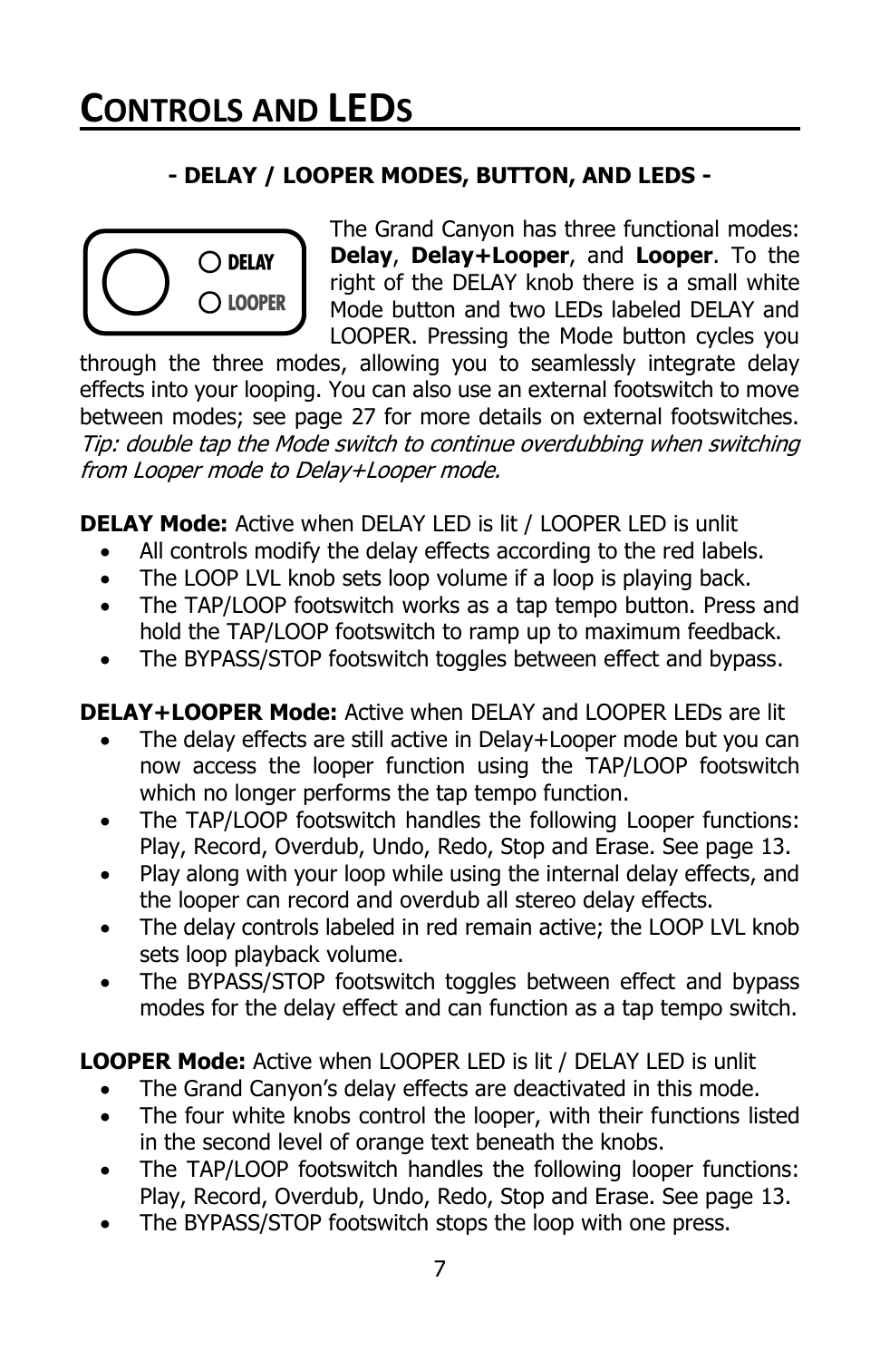# Controls and LEDs

### - DELAY / LOOPER MODES, BUTTON, AND LEDS -

The Grand Canyon has three functional modes: **Delay**, **Delay+Looper**, and **Looper**. To the right of the DELAY knob there is a small white Mode button and two LEDs labeled DELAY and LOOPER. Pressing the Mode button cycles you through the three modes, allowing you to seamlessly integrate delay effects into your looping. You can also use an external footswitch to move between modes; see page 27 for more details on external footswitches. *Tip: double tap the Mode switch to continue overdubbing when switching from Looper mode to Delay+Looper mode.*

**DELAY Mode:** Active when DELAY LED is lit / LOOPER LED is unlit

- All controls modify the delay effects according to the red labels.
- The LOOP LVL knob sets loop volume if a loop is playing back.
- The TAP/LOOP footswitch works as a tap tempo button. Press and hold the TAP/LOOP footswitch to ramp up to maximum feedback.
- The BYPASS/STOP footswitch toggles between effect and bypass.

**DELAY+LOOPER Mode:** Active when DELAY and LOOPER LEDs are lit

- The delay effects are still active in Delay+Looper mode but you can now access the looper function using the TAP/LOOP footswitch which no longer performs the tap tempo function.
- The TAP/LOOP footswitch handles the following Looper functions: Play, Record, Overdub, Undo, Redo, Stop and Erase. See page 13.
- Play along with your loop while using the internal delay effects, and the looper can record and overdub all stereo delay effects.
- The delay controls labeled in red remain active; the LOOP LVL knob sets loop playback volume.
- The BYPASS/STOP footswitch toggles between effect and bypass modes for the delay effect and can function as a tap tempo switch.

**LOOPER Mode:** Active when LOOPER LED is lit / DELAY LED is unlit

- The Grand Canyon's delay effects are deactivated in this mode.
- The four white knobs control the looper, with their functions listed in the second level of orange text beneath the knobs.
- The TAP/LOOP footswitch handles the following looper functions: Play, Record, Overdub, Undo, Redo, Stop and Erase. See page 13.
- The BYPASS/STOP footswitch stops the loop with one press.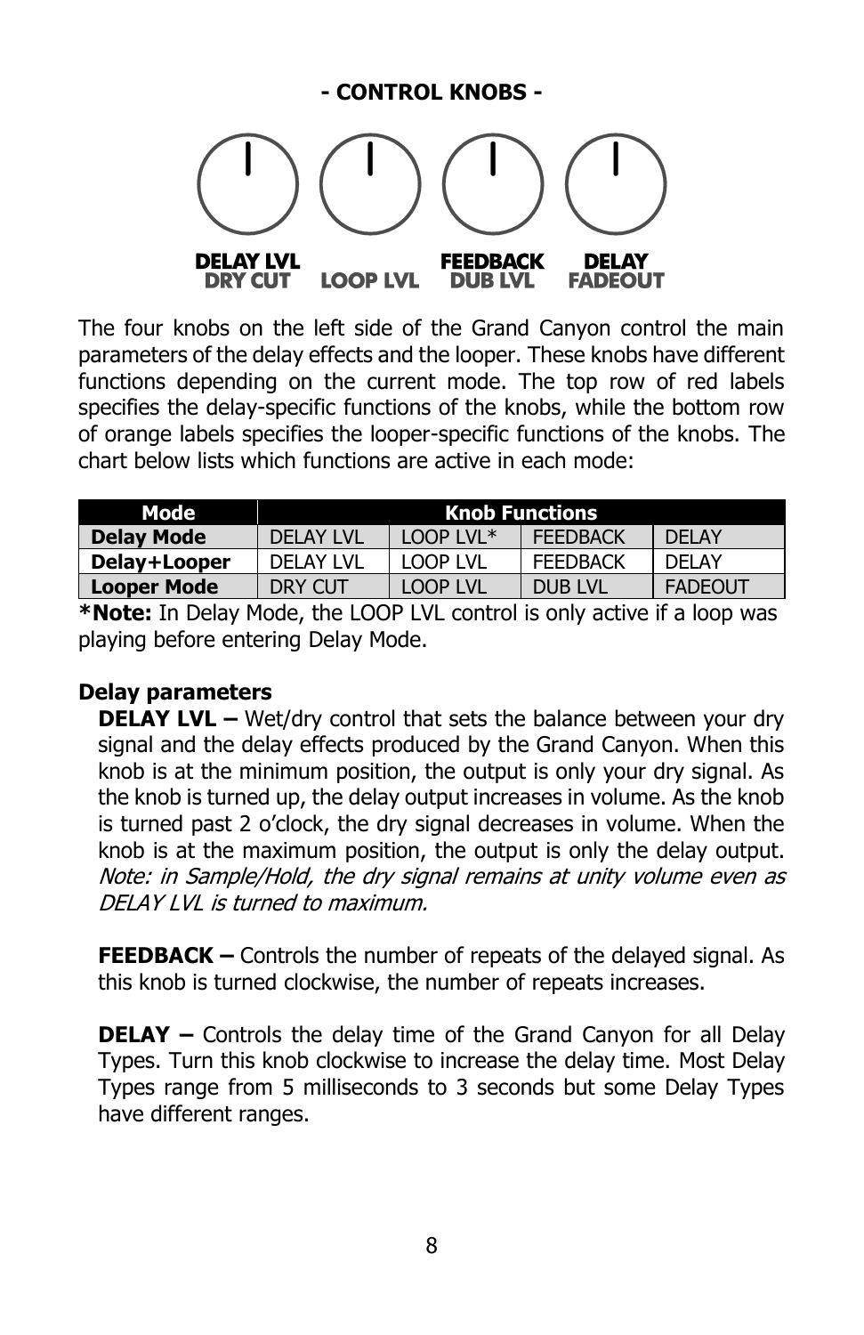## - CONTROL KNOBS -

DELAY LVL / DRY CUT    LOOP LVL    FEEDBACK / DUB LVL    DELAY / FADEOUT

The four knobs on the left side of the Grand Canyon control the main parameters of the delay effects and the looper. These knobs have different functions depending on the current mode. The top row of red labels specifies the delay-specific functions of the knobs, while the bottom row of orange labels specifies the looper-specific functions of the knobs. The chart below lists which functions are active in each mode:

| Mode | Knob Functions | | | |
|---|---|---|---|---|
| **Delay Mode** | DELAY LVL | LOOP LVL* | FEEDBACK | DELAY |
| **Delay+Looper** | DELAY LVL | LOOP LVL | FEEDBACK | DELAY |
| **Looper Mode** | DRY CUT | LOOP LVL | DUB LVL | FADEOUT |

***Note:** In Delay Mode, the LOOP LVL control is only active if a loop was playing before entering Delay Mode.

### Delay parameters

**DELAY LVL –** Wet/dry control that sets the balance between your dry signal and the delay effects produced by the Grand Canyon. When this knob is at the minimum position, the output is only your dry signal. As the knob is turned up, the delay output increases in volume. As the knob is turned past 2 o'clock, the dry signal decreases in volume. When the knob is at the maximum position, the output is only the delay output. *Note: in Sample/Hold, the dry signal remains at unity volume even as DELAY LVL is turned to maximum.*

**FEEDBACK –** Controls the number of repeats of the delayed signal. As this knob is turned clockwise, the number of repeats increases.

**DELAY –** Controls the delay time of the Grand Canyon for all Delay Types. Turn this knob clockwise to increase the delay time. Most Delay Types range from 5 milliseconds to 3 seconds but some Delay Types have different ranges.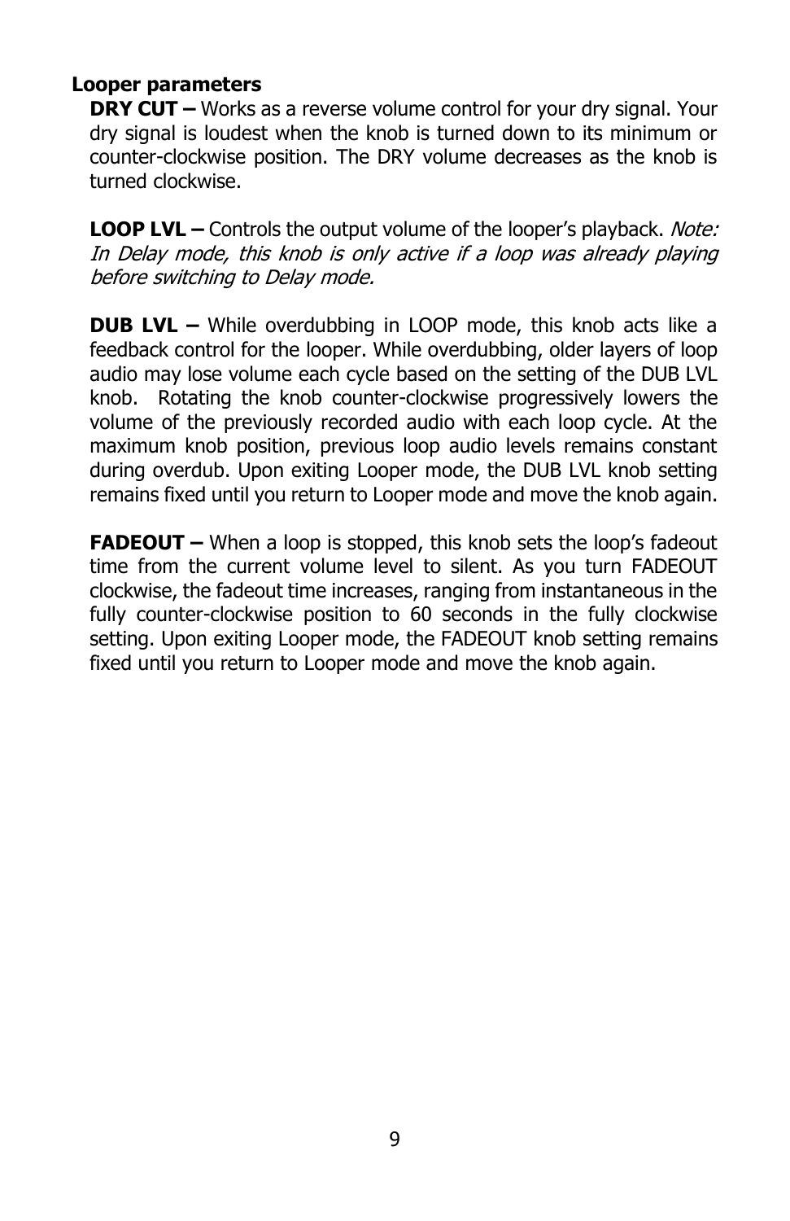### Looper parameters

**DRY CUT –** Works as a reverse volume control for your dry signal. Your dry signal is loudest when the knob is turned down to its minimum or counter-clockwise position. The DRY volume decreases as the knob is turned clockwise.

**LOOP LVL –** Controls the output volume of the looper's playback. *Note: In Delay mode, this knob is only active if a loop was already playing before switching to Delay mode.*

**DUB LVL –** While overdubbing in LOOP mode, this knob acts like a feedback control for the looper. While overdubbing, older layers of loop audio may lose volume each cycle based on the setting of the DUB LVL knob. Rotating the knob counter-clockwise progressively lowers the volume of the previously recorded audio with each loop cycle. At the maximum knob position, previous loop audio levels remains constant during overdub. Upon exiting Looper mode, the DUB LVL knob setting remains fixed until you return to Looper mode and move the knob again.

**FADEOUT –** When a loop is stopped, this knob sets the loop's fadeout time from the current volume level to silent. As you turn FADEOUT clockwise, the fadeout time increases, ranging from instantaneous in the fully counter-clockwise position to 60 seconds in the fully clockwise setting. Upon exiting Looper mode, the FADEOUT knob setting remains fixed until you return to Looper mode and move the knob again.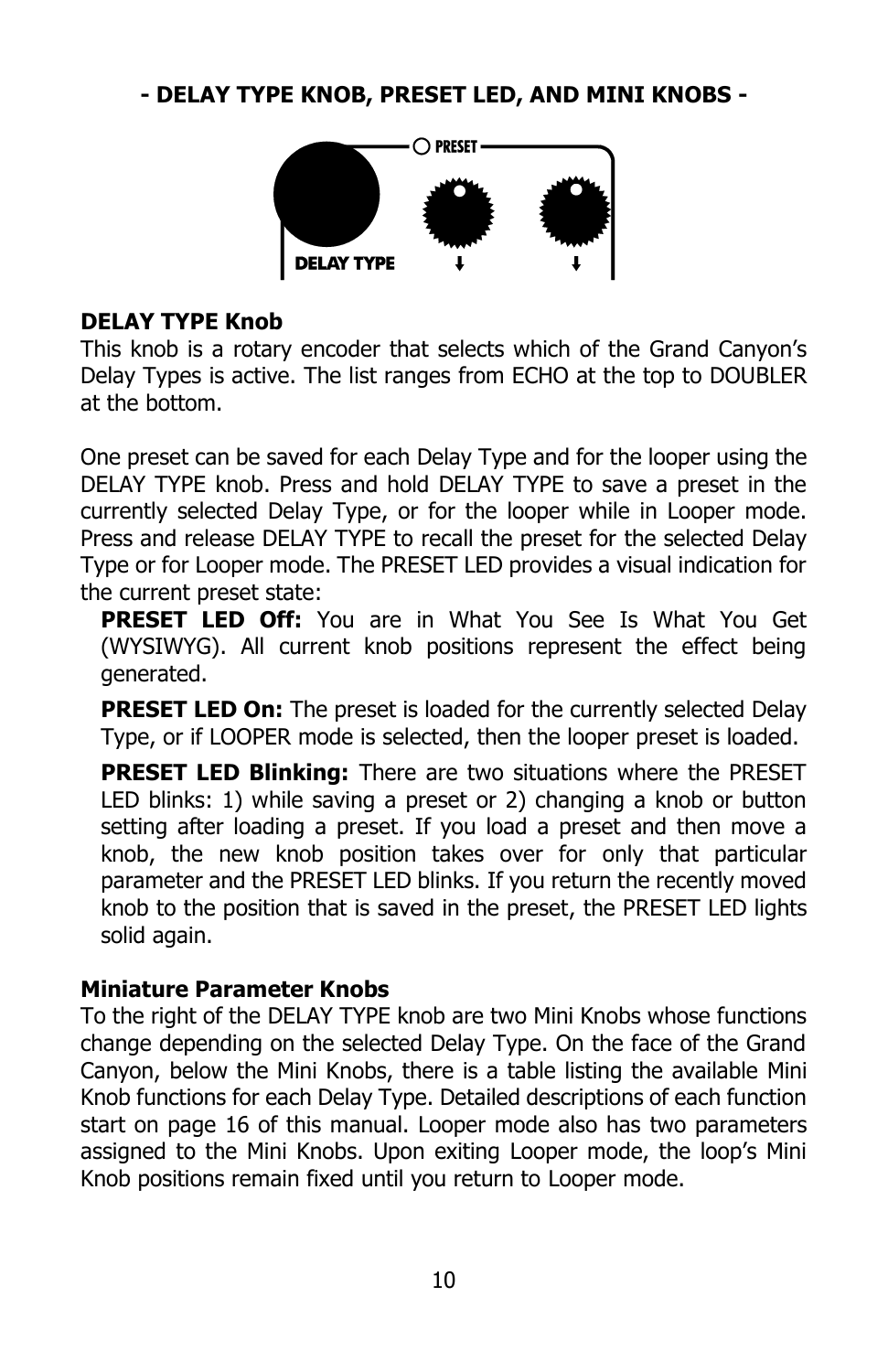## - DELAY TYPE KNOB, PRESET LED, AND MINI KNOBS -

### DELAY TYPE Knob

This knob is a rotary encoder that selects which of the Grand Canyon's Delay Types is active. The list ranges from ECHO at the top to DOUBLER at the bottom.

One preset can be saved for each Delay Type and for the looper using the DELAY TYPE knob. Press and hold DELAY TYPE to save a preset in the currently selected Delay Type, or for the looper while in Looper mode. Press and release DELAY TYPE to recall the preset for the selected Delay Type or for Looper mode. The PRESET LED provides a visual indication for the current preset state:

- **PRESET LED Off:** You are in What You See Is What You Get (WYSIWYG). All current knob positions represent the effect being generated.
- **PRESET LED On:** The preset is loaded for the currently selected Delay Type, or if LOOPER mode is selected, then the looper preset is loaded.
- **PRESET LED Blinking:** There are two situations where the PRESET LED blinks: 1) while saving a preset or 2) changing a knob or button setting after loading a preset. If you load a preset and then move a knob, the new knob position takes over for only that particular parameter and the PRESET LED blinks. If you return the recently moved knob to the position that is saved in the preset, the PRESET LED lights solid again.

### Miniature Parameter Knobs

To the right of the DELAY TYPE knob are two Mini Knobs whose functions change depending on the selected Delay Type. On the face of the Grand Canyon, below the Mini Knobs, there is a table listing the available Mini Knob functions for each Delay Type. Detailed descriptions of each function start on page 16 of this manual. Looper mode also has two parameters assigned to the Mini Knobs. Upon exiting Looper mode, the loop's Mini Knob positions remain fixed until you return to Looper mode.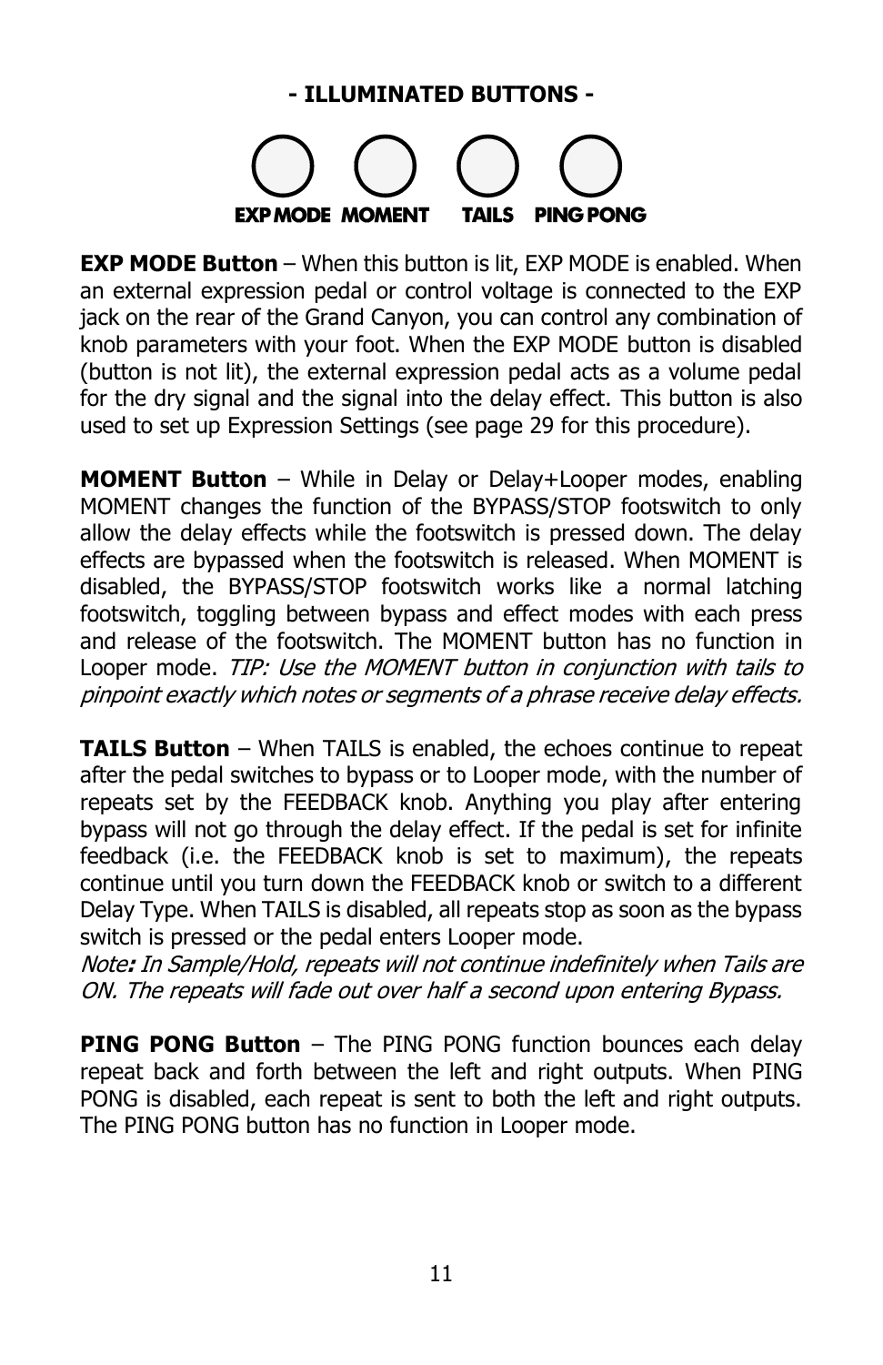## - ILLUMINATED BUTTONS -

EXP MODE MOMENT TAILS PING PONG

**EXP MODE Button** – When this button is lit, EXP MODE is enabled. When an external expression pedal or control voltage is connected to the EXP jack on the rear of the Grand Canyon, you can control any combination of knob parameters with your foot. When the EXP MODE button is disabled (button is not lit), the external expression pedal acts as a volume pedal for the dry signal and the signal into the delay effect. This button is also used to set up Expression Settings (see page 29 for this procedure).

**MOMENT Button** – While in Delay or Delay+Looper modes, enabling MOMENT changes the function of the BYPASS/STOP footswitch to only allow the delay effects while the footswitch is pressed down. The delay effects are bypassed when the footswitch is released. When MOMENT is disabled, the BYPASS/STOP footswitch works like a normal latching footswitch, toggling between bypass and effect modes with each press and release of the footswitch. The MOMENT button has no function in Looper mode. *TIP: Use the MOMENT button in conjunction with tails to pinpoint exactly which notes or segments of a phrase receive delay effects.*

**TAILS Button** – When TAILS is enabled, the echoes continue to repeat after the pedal switches to bypass or to Looper mode, with the number of repeats set by the FEEDBACK knob. Anything you play after entering bypass will not go through the delay effect. If the pedal is set for infinite feedback (i.e. the FEEDBACK knob is set to maximum), the repeats continue until you turn down the FEEDBACK knob or switch to a different Delay Type. When TAILS is disabled, all repeats stop as soon as the bypass switch is pressed or the pedal enters Looper mode.
*Note**:** In Sample/Hold, repeats will not continue indefinitely when Tails are ON. The repeats will fade out over half a second upon entering Bypass.*

**PING PONG Button** – The PING PONG function bounces each delay repeat back and forth between the left and right outputs. When PING PONG is disabled, each repeat is sent to both the left and right outputs. The PING PONG button has no function in Looper mode.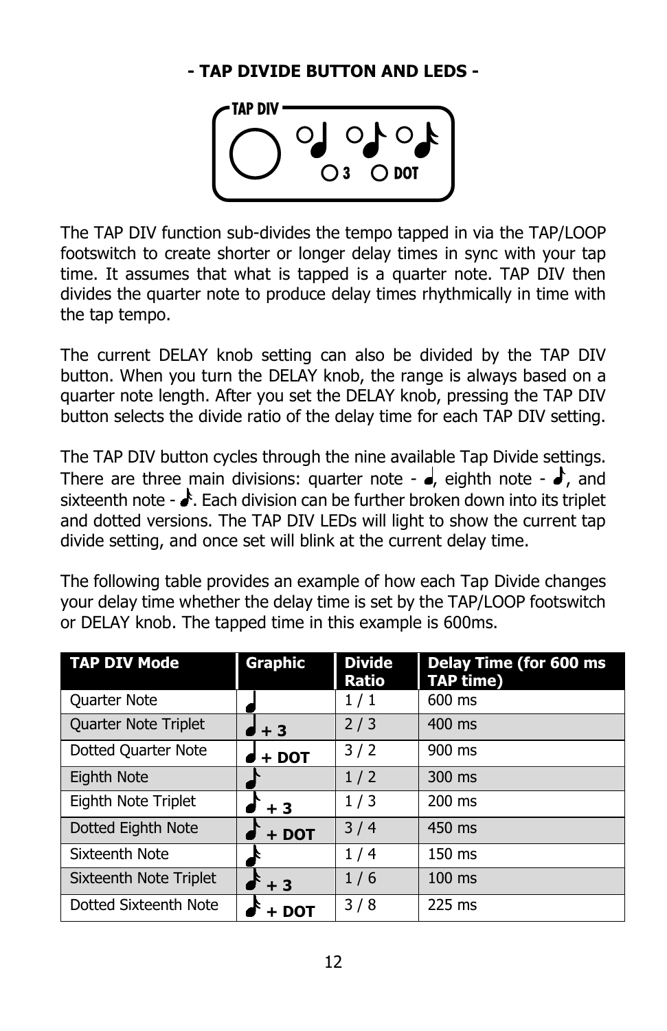## - TAP DIVIDE BUTTON AND LEDS -

The TAP DIV function sub-divides the tempo tapped in via the TAP/LOOP footswitch to create shorter or longer delay times in sync with your tap time. It assumes that what is tapped is a quarter note. TAP DIV then divides the quarter note to produce delay times rhythmically in time with the tap tempo.

The current DELAY knob setting can also be divided by the TAP DIV button. When you turn the DELAY knob, the range is always based on a quarter note length. After you set the DELAY knob, pressing the TAP DIV button selects the divide ratio of the delay time for each TAP DIV setting.

The TAP DIV button cycles through the nine available Tap Divide settings. There are three main divisions: quarter note - ♩, eighth note - ♪, and sixteenth note - 𝅘𝅥𝅯. Each division can be further broken down into its triplet and dotted versions. The TAP DIV LEDs will light to show the current tap divide setting, and once set will blink at the current delay time.

The following table provides an example of how each Tap Divide changes your delay time whether the delay time is set by the TAP/LOOP footswitch or DELAY knob. The tapped time in this example is 600ms.

| TAP DIV Mode | Graphic | Divide Ratio | Delay Time (for 600 ms TAP time) |
|---|---|---|---|
| Quarter Note | ♩ | 1 / 1 | 600 ms |
| Quarter Note Triplet | ♩ **+ 3** | 2 / 3 | 400 ms |
| Dotted Quarter Note | ♩ **+ DOT** | 3 / 2 | 900 ms |
| Eighth Note | ♪ | 1 / 2 | 300 ms |
| Eighth Note Triplet | ♪ **+ 3** | 1 / 3 | 200 ms |
| Dotted Eighth Note | ♪ **+ DOT** | 3 / 4 | 450 ms |
| Sixteenth Note | 𝅘𝅥𝅯 | 1 / 4 | 150 ms |
| Sixteenth Note Triplet | 𝅘𝅥𝅯 **+ 3** | 1 / 6 | 100 ms |
| Dotted Sixteenth Note | 𝅘𝅥𝅯 **+ DOT** | 3 / 8 | 225 ms |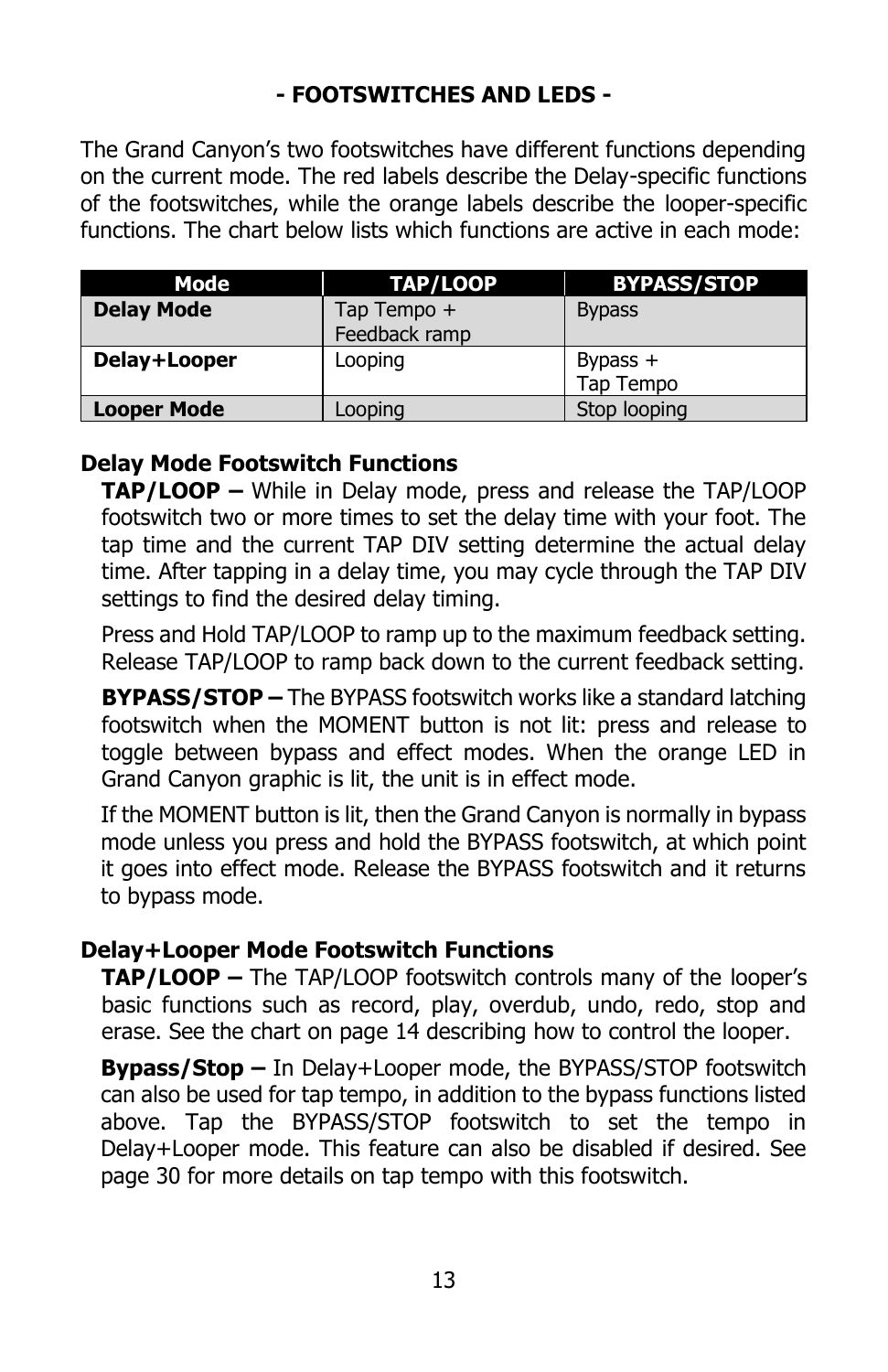## - FOOTSWITCHES AND LEDS -

The Grand Canyon's two footswitches have different functions depending on the current mode. The red labels describe the Delay-specific functions of the footswitches, while the orange labels describe the looper-specific functions. The chart below lists which functions are active in each mode:

| Mode | TAP/LOOP | BYPASS/STOP |
|---|---|---|
| **Delay Mode** | Tap Tempo + Feedback ramp | Bypass |
| **Delay+Looper** | Looping | Bypass + Tap Tempo |
| **Looper Mode** | Looping | Stop looping |

### Delay Mode Footswitch Functions

**TAP/LOOP –** While in Delay mode, press and release the TAP/LOOP footswitch two or more times to set the delay time with your foot. The tap time and the current TAP DIV setting determine the actual delay time. After tapping in a delay time, you may cycle through the TAP DIV settings to find the desired delay timing.

Press and Hold TAP/LOOP to ramp up to the maximum feedback setting. Release TAP/LOOP to ramp back down to the current feedback setting.

**BYPASS/STOP –** The BYPASS footswitch works like a standard latching footswitch when the MOMENT button is not lit: press and release to toggle between bypass and effect modes. When the orange LED in Grand Canyon graphic is lit, the unit is in effect mode.

If the MOMENT button is lit, then the Grand Canyon is normally in bypass mode unless you press and hold the BYPASS footswitch, at which point it goes into effect mode. Release the BYPASS footswitch and it returns to bypass mode.

### Delay+Looper Mode Footswitch Functions

**TAP/LOOP –** The TAP/LOOP footswitch controls many of the looper's basic functions such as record, play, overdub, undo, redo, stop and erase. See the chart on page 14 describing how to control the looper.

**Bypass/Stop –** In Delay+Looper mode, the BYPASS/STOP footswitch can also be used for tap tempo, in addition to the bypass functions listed above. Tap the BYPASS/STOP footswitch to set the tempo in Delay+Looper mode. This feature can also be disabled if desired. See page 30 for more details on tap tempo with this footswitch.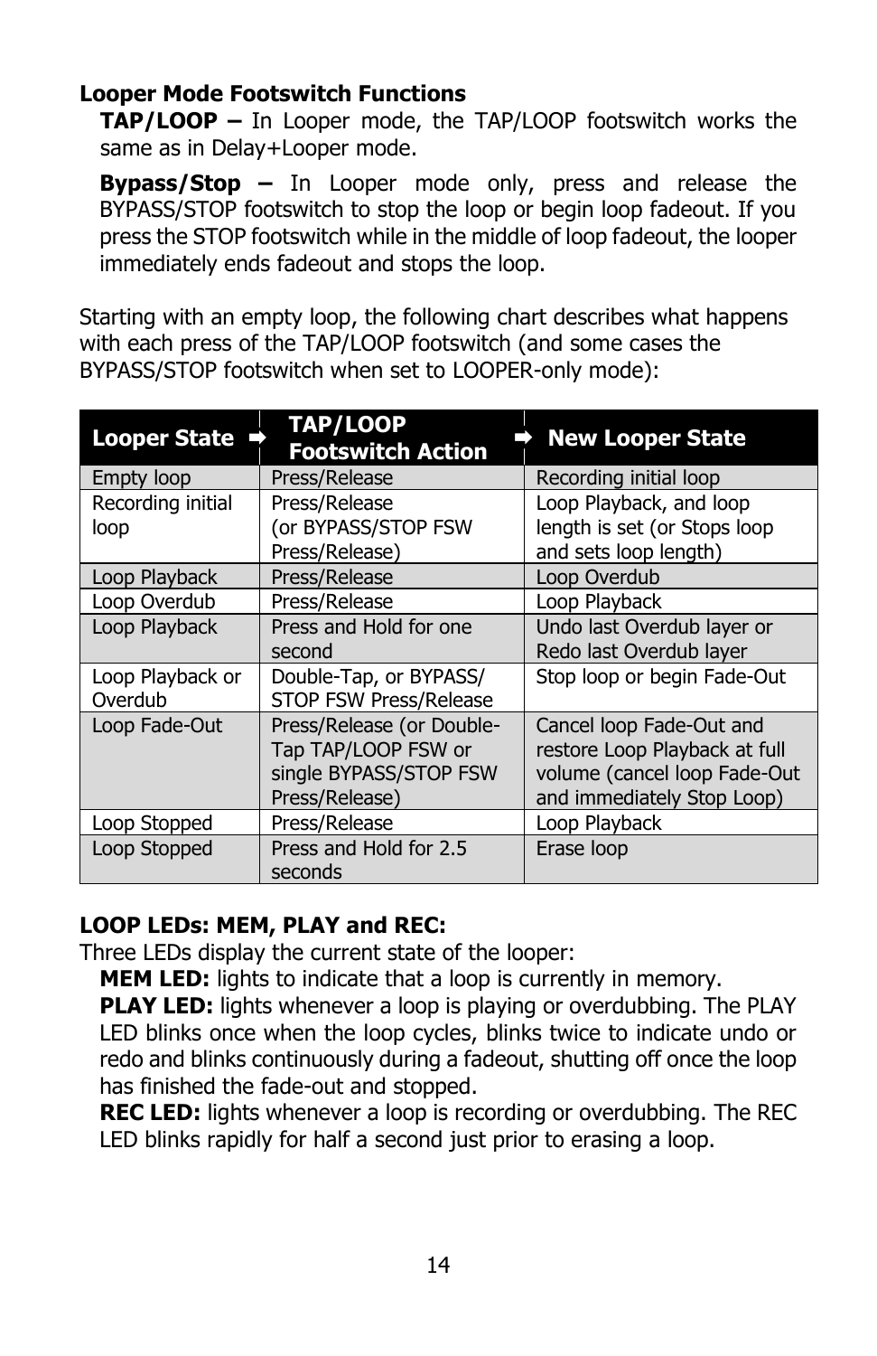### Looper Mode Footswitch Functions

**TAP/LOOP –** In Looper mode, the TAP/LOOP footswitch works the same as in Delay+Looper mode.

**Bypass/Stop –** In Looper mode only, press and release the BYPASS/STOP footswitch to stop the loop or begin loop fadeout. If you press the STOP footswitch while in the middle of loop fadeout, the looper immediately ends fadeout and stops the loop.

Starting with an empty loop, the following chart describes what happens with each press of the TAP/LOOP footswitch (and some cases the BYPASS/STOP footswitch when set to LOOPER-only mode):

| Looper State ➡ | TAP/LOOP Footswitch Action ➡ | New Looper State |
|---|---|---|
| Empty loop | Press/Release | Recording initial loop |
| Recording initial loop | Press/Release (or BYPASS/STOP FSW Press/Release) | Loop Playback, and loop length is set (or Stops loop and sets loop length) |
| Loop Playback | Press/Release | Loop Overdub |
| Loop Overdub | Press/Release | Loop Playback |
| Loop Playback | Press and Hold for one second | Undo last Overdub layer or Redo last Overdub layer |
| Loop Playback or Overdub | Double-Tap, or BYPASS/ STOP FSW Press/Release | Stop loop or begin Fade-Out |
| Loop Fade-Out | Press/Release (or Double-Tap TAP/LOOP FSW or single BYPASS/STOP FSW Press/Release) | Cancel loop Fade-Out and restore Loop Playback at full volume (cancel loop Fade-Out and immediately Stop Loop) |
| Loop Stopped | Press/Release | Loop Playback |
| Loop Stopped | Press and Hold for 2.5 seconds | Erase loop |

### LOOP LEDs: MEM, PLAY and REC:

Three LEDs display the current state of the looper:

**MEM LED:** lights to indicate that a loop is currently in memory.

**PLAY LED:** lights whenever a loop is playing or overdubbing. The PLAY LED blinks once when the loop cycles, blinks twice to indicate undo or redo and blinks continuously during a fadeout, shutting off once the loop has finished the fade-out and stopped.

**REC LED:** lights whenever a loop is recording or overdubbing. The REC LED blinks rapidly for half a second just prior to erasing a loop.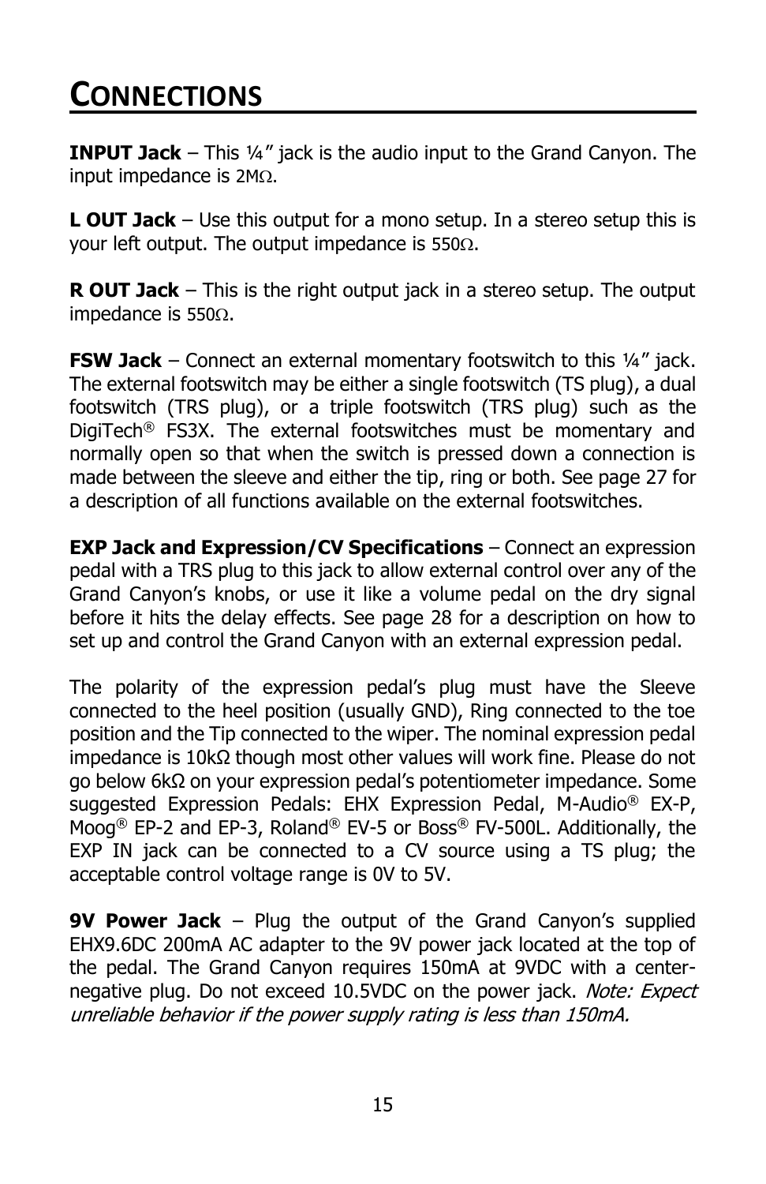# CONNECTIONS

**INPUT Jack** – This ¼" jack is the audio input to the Grand Canyon. The input impedance is 2MΩ.

**L OUT Jack** – Use this output for a mono setup. In a stereo setup this is your left output. The output impedance is 550Ω.

**R OUT Jack** – This is the right output jack in a stereo setup. The output impedance is 550Ω.

**FSW Jack** – Connect an external momentary footswitch to this ¼" jack. The external footswitch may be either a single footswitch (TS plug), a dual footswitch (TRS plug), or a triple footswitch (TRS plug) such as the DigiTech® FS3X. The external footswitches must be momentary and normally open so that when the switch is pressed down a connection is made between the sleeve and either the tip, ring or both. See page 27 for a description of all functions available on the external footswitches.

**EXP Jack and Expression/CV Specifications** – Connect an expression pedal with a TRS plug to this jack to allow external control over any of the Grand Canyon's knobs, or use it like a volume pedal on the dry signal before it hits the delay effects. See page 28 for a description on how to set up and control the Grand Canyon with an external expression pedal.

The polarity of the expression pedal's plug must have the Sleeve connected to the heel position (usually GND), Ring connected to the toe position and the Tip connected to the wiper. The nominal expression pedal impedance is 10kΩ though most other values will work fine. Please do not go below 6kΩ on your expression pedal's potentiometer impedance. Some suggested Expression Pedals: EHX Expression Pedal, M-Audio® EX-P, Moog® EP-2 and EP-3, Roland® EV-5 or Boss® FV-500L. Additionally, the EXP IN jack can be connected to a CV source using a TS plug; the acceptable control voltage range is 0V to 5V.

**9V Power Jack** – Plug the output of the Grand Canyon's supplied EHX9.6DC 200mA AC adapter to the 9V power jack located at the top of the pedal. The Grand Canyon requires 150mA at 9VDC with a center-negative plug. Do not exceed 10.5VDC on the power jack. *Note: Expect unreliable behavior if the power supply rating is less than 150mA.*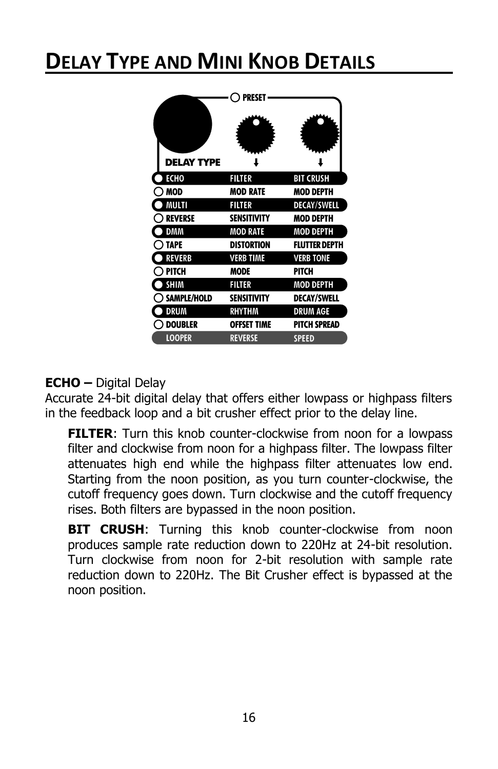# Delay Type and Mini Knob Details

| DELAY TYPE | PRESET (left knob) | PRESET (right knob) |
|---|---|---|
| ECHO | FILTER | BIT CRUSH |
| MOD | MOD RATE | MOD DEPTH |
| MULTI | FILTER | DECAY/SWELL |
| REVERSE | SENSITIVITY | MOD DEPTH |
| DMM | MOD RATE | MOD DEPTH |
| TAPE | DISTORTION | FLUTTER DEPTH |
| REVERB | VERB TIME | VERB TONE |
| PITCH | MODE | PITCH |
| SHIM | FILTER | MOD DEPTH |
| SAMPLE/HOLD | SENSITIVITY | DECAY/SWELL |
| DRUM | RHYTHM | DRUM AGE |
| DOUBLER | OFFSET TIME | PITCH SPREAD |
| LOOPER | REVERSE | SPEED |

**ECHO –** Digital Delay
Accurate 24-bit digital delay that offers either lowpass or highpass filters in the feedback loop and a bit crusher effect prior to the delay line.

> **FILTER**: Turn this knob counter-clockwise from noon for a lowpass filter and clockwise from noon for a highpass filter. The lowpass filter attenuates high end while the highpass filter attenuates low end. Starting from the noon position, as you turn counter-clockwise, the cutoff frequency goes down. Turn clockwise and the cutoff frequency rises. Both filters are bypassed in the noon position.
>
> **BIT CRUSH**: Turning this knob counter-clockwise from noon produces sample rate reduction down to 220Hz at 24-bit resolution. Turn clockwise from noon for 2-bit resolution with sample rate reduction down to 220Hz. The Bit Crusher effect is bypassed at the noon position.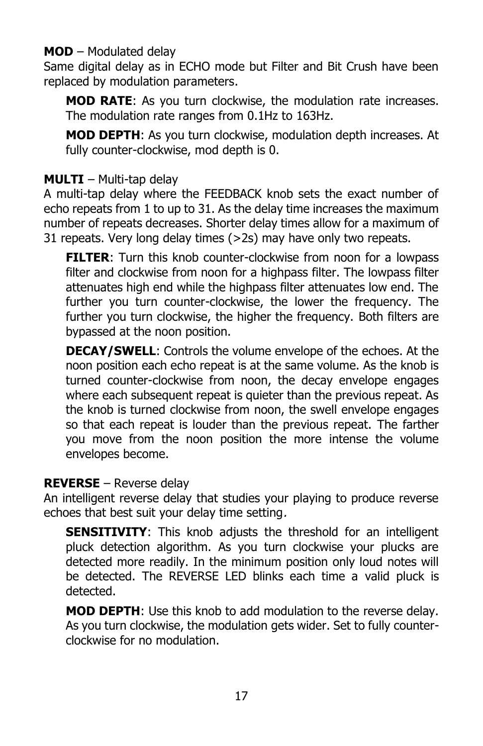**MOD** – Modulated delay
Same digital delay as in ECHO mode but Filter and Bit Crush have been replaced by modulation parameters.

> **MOD RATE**: As you turn clockwise, the modulation rate increases. The modulation rate ranges from 0.1Hz to 163Hz.
>
> **MOD DEPTH**: As you turn clockwise, modulation depth increases. At fully counter-clockwise, mod depth is 0.

**MULTI** – Multi-tap delay
A multi-tap delay where the FEEDBACK knob sets the exact number of echo repeats from 1 to up to 31. As the delay time increases the maximum number of repeats decreases. Shorter delay times allow for a maximum of 31 repeats. Very long delay times (>2s) may have only two repeats.

> **FILTER**: Turn this knob counter-clockwise from noon for a lowpass filter and clockwise from noon for a highpass filter. The lowpass filter attenuates high end while the highpass filter attenuates low end. The further you turn counter-clockwise, the lower the frequency. The further you turn clockwise, the higher the frequency. Both filters are bypassed at the noon position.
>
> **DECAY/SWELL**: Controls the volume envelope of the echoes. At the noon position each echo repeat is at the same volume. As the knob is turned counter-clockwise from noon, the decay envelope engages where each subsequent repeat is quieter than the previous repeat. As the knob is turned clockwise from noon, the swell envelope engages so that each repeat is louder than the previous repeat. The farther you move from the noon position the more intense the volume envelopes become.

**REVERSE** – Reverse delay
An intelligent reverse delay that studies your playing to produce reverse echoes that best suit your delay time setting.

> **SENSITIVITY**: This knob adjusts the threshold for an intelligent pluck detection algorithm. As you turn clockwise your plucks are detected more readily. In the minimum position only loud notes will be detected. The REVERSE LED blinks each time a valid pluck is detected.
>
> **MOD DEPTH**: Use this knob to add modulation to the reverse delay. As you turn clockwise, the modulation gets wider. Set to fully counter-clockwise for no modulation.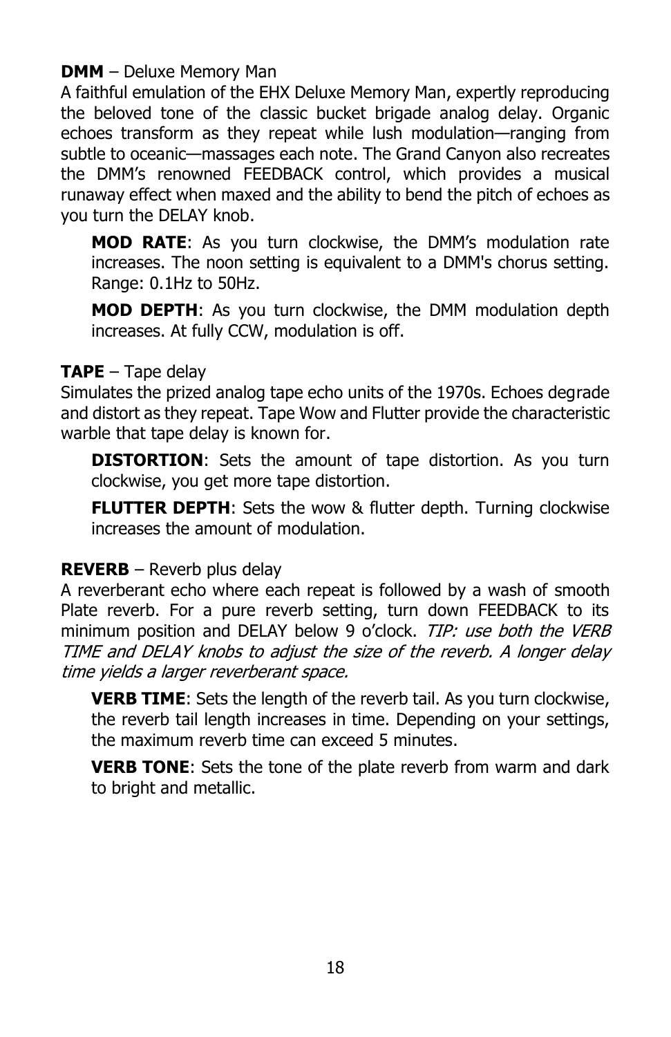**DMM** – Deluxe Memory Man

A faithful emulation of the EHX Deluxe Memory Man, expertly reproducing the beloved tone of the classic bucket brigade analog delay. Organic echoes transform as they repeat while lush modulation—ranging from subtle to oceanic—massages each note. The Grand Canyon also recreates the DMM's renowned FEEDBACK control, which provides a musical runaway effect when maxed and the ability to bend the pitch of echoes as you turn the DELAY knob.

> **MOD RATE**: As you turn clockwise, the DMM's modulation rate increases. The noon setting is equivalent to a DMM's chorus setting. Range: 0.1Hz to 50Hz.
>
> **MOD DEPTH**: As you turn clockwise, the DMM modulation depth increases. At fully CCW, modulation is off.

**TAPE** – Tape delay

Simulates the prized analog tape echo units of the 1970s. Echoes degrade and distort as they repeat. Tape Wow and Flutter provide the characteristic warble that tape delay is known for.

> **DISTORTION**: Sets the amount of tape distortion. As you turn clockwise, you get more tape distortion.
>
> **FLUTTER DEPTH**: Sets the wow & flutter depth. Turning clockwise increases the amount of modulation.

**REVERB** – Reverb plus delay

A reverberant echo where each repeat is followed by a wash of smooth Plate reverb. For a pure reverb setting, turn down FEEDBACK to its minimum position and DELAY below 9 o'clock. *TIP: use both the VERB TIME and DELAY knobs to adjust the size of the reverb. A longer delay time yields a larger reverberant space.*

> **VERB TIME**: Sets the length of the reverb tail. As you turn clockwise, the reverb tail length increases in time. Depending on your settings, the maximum reverb time can exceed 5 minutes.
>
> **VERB TONE**: Sets the tone of the plate reverb from warm and dark to bright and metallic.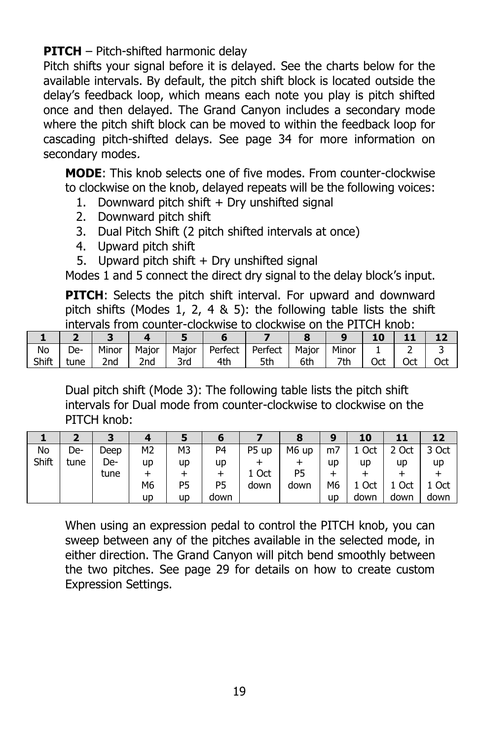**PITCH** – Pitch-shifted harmonic delay

Pitch shifts your signal before it is delayed. See the charts below for the available intervals. By default, the pitch shift block is located outside the delay's feedback loop, which means each note you play is pitch shifted once and then delayed. The Grand Canyon includes a secondary mode where the pitch shift block can be moved to within the feedback loop for cascading pitch-shifted delays. See page 34 for more information on secondary modes.

**MODE**: This knob selects one of five modes. From counter-clockwise to clockwise on the knob, delayed repeats will be the following voices:

1. Downward pitch shift + Dry unshifted signal
2. Downward pitch shift
3. Dual Pitch Shift (2 pitch shifted intervals at once)
4. Upward pitch shift
5. Upward pitch shift + Dry unshifted signal

Modes 1 and 5 connect the direct dry signal to the delay block's input.

**PITCH**: Selects the pitch shift interval. For upward and downward pitch shifts (Modes 1, 2, 4 & 5): the following table lists the shift intervals from counter-clockwise to clockwise on the PITCH knob:

| 1 | 2 | 3 | 4 | 5 | 6 | 7 | 8 | 9 | 10 | 11 | 12 |
|---|---|---|---|---|---|---|---|---|---|---|---|
| No Shift | De-tune | Minor 2nd | Major 2nd | Major 3rd | Perfect 4th | Perfect 5th | Major 6th | Minor 7th | 1 Oct | 2 Oct | 3 Oct |

Dual pitch shift (Mode 3): The following table lists the pitch shift intervals for Dual mode from counter-clockwise to clockwise on the PITCH knob:

| 1 | 2 | 3 | 4 | 5 | 6 | 7 | 8 | 9 | 10 | 11 | 12 |
|---|---|---|---|---|---|---|---|---|---|---|---|
| No Shift | De-tune | Deep De-tune | M2 up + M6 up | M3 up + P5 up | P4 up + P5 down | P5 up + 1 Oct down | M6 up + P5 down | m7 up + M6 up | 1 Oct up + 1 Oct down | 2 Oct up + 1 Oct down | 3 Oct up + 1 Oct down |

When using an expression pedal to control the PITCH knob, you can sweep between any of the pitches available in the selected mode, in either direction. The Grand Canyon will pitch bend smoothly between the two pitches. See page 29 for details on how to create custom Expression Settings.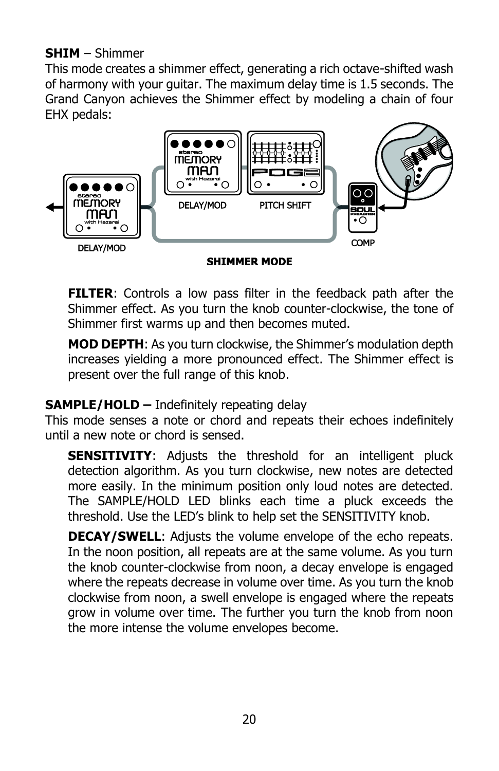**SHIM** – Shimmer

This mode creates a shimmer effect, generating a rich octave-shifted wash of harmony with your guitar. The maximum delay time is 1.5 seconds. The Grand Canyon achieves the Shimmer effect by modeling a chain of four EHX pedals:

DELAY/MOD DELAY/MOD PITCH SHIFT COMP

**SHIMMER MODE**

**FILTER**: Controls a low pass filter in the feedback path after the Shimmer effect. As you turn the knob counter-clockwise, the tone of Shimmer first warms up and then becomes muted.

**MOD DEPTH**: As you turn clockwise, the Shimmer's modulation depth increases yielding a more pronounced effect. The Shimmer effect is present over the full range of this knob.

**SAMPLE/HOLD –** Indefinitely repeating delay

This mode senses a note or chord and repeats their echoes indefinitely until a new note or chord is sensed.

**SENSITIVITY**: Adjusts the threshold for an intelligent pluck detection algorithm. As you turn clockwise, new notes are detected more easily. In the minimum position only loud notes are detected. The SAMPLE/HOLD LED blinks each time a pluck exceeds the threshold. Use the LED's blink to help set the SENSITIVITY knob.

**DECAY/SWELL**: Adjusts the volume envelope of the echo repeats. In the noon position, all repeats are at the same volume. As you turn the knob counter-clockwise from noon, a decay envelope is engaged where the repeats decrease in volume over time. As you turn the knob clockwise from noon, a swell envelope is engaged where the repeats grow in volume over time. The further you turn the knob from noon the more intense the volume envelopes become.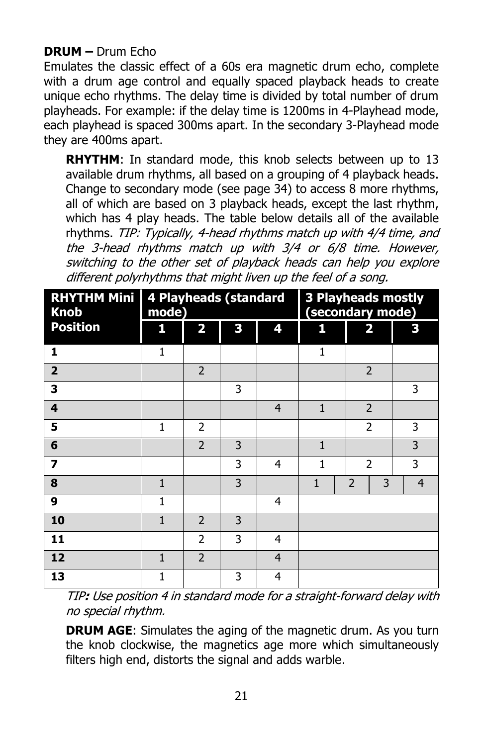**DRUM –** Drum Echo

Emulates the classic effect of a 60s era magnetic drum echo, complete with a drum age control and equally spaced playback heads to create unique echo rhythms. The delay time is divided by total number of drum playheads. For example: if the delay time is 1200ms in 4-Playhead mode, each playhead is spaced 300ms apart. In the secondary 3-Playhead mode they are 400ms apart.

**RHYTHM**: In standard mode, this knob selects between up to 13 available drum rhythms, all based on a grouping of 4 playback heads. Change to secondary mode (see page 34) to access 8 more rhythms, all of which are based on 3 playback heads, except the last rhythm, which has 4 play heads. The table below details all of the available rhythms. *TIP: Typically, 4-head rhythms match up with 4/4 time, and the 3-head rhythms match up with 3/4 or 6/8 time. However, switching to the other set of playback heads can help you explore different polyrhythms that might liven up the feel of a song.*

| RHYTHM Mini Knob Position | 4 Playheads (standard mode) | | | | 3 Playheads mostly (secondary mode) | | | |
|---|---|---|---|---|---|---|---|---|
| | 1 | 2 | 3 | 4 | 1 | 2 | 3 | |
| **1** | 1 | | | | 1 | | | |
| **2** | | 2 | | | | 2 | | |
| **3** | | | 3 | | | | 3 | |
| **4** | | | | 4 | 1 | 2 | | |
| **5** | 1 | 2 | | | | 2 | 3 | |
| **6** | | 2 | 3 | | 1 | | 3 | |
| **7** | | | 3 | 4 | 1 | 2 | 3 | |
| **8** | 1 | | 3 | | 1 | 2 | 3 | 4 |
| **9** | 1 | | | 4 | | | | |
| **10** | 1 | 2 | 3 | | | | | |
| **11** | | 2 | 3 | 4 | | | | |
| **12** | 1 | 2 | | 4 | | | | |
| **13** | 1 | | 3 | 4 | | | | |

*TIP: Use position 4 in standard mode for a straight-forward delay with no special rhythm.*

**DRUM AGE**: Simulates the aging of the magnetic drum. As you turn the knob clockwise, the magnetics age more which simultaneously filters high end, distorts the signal and adds warble.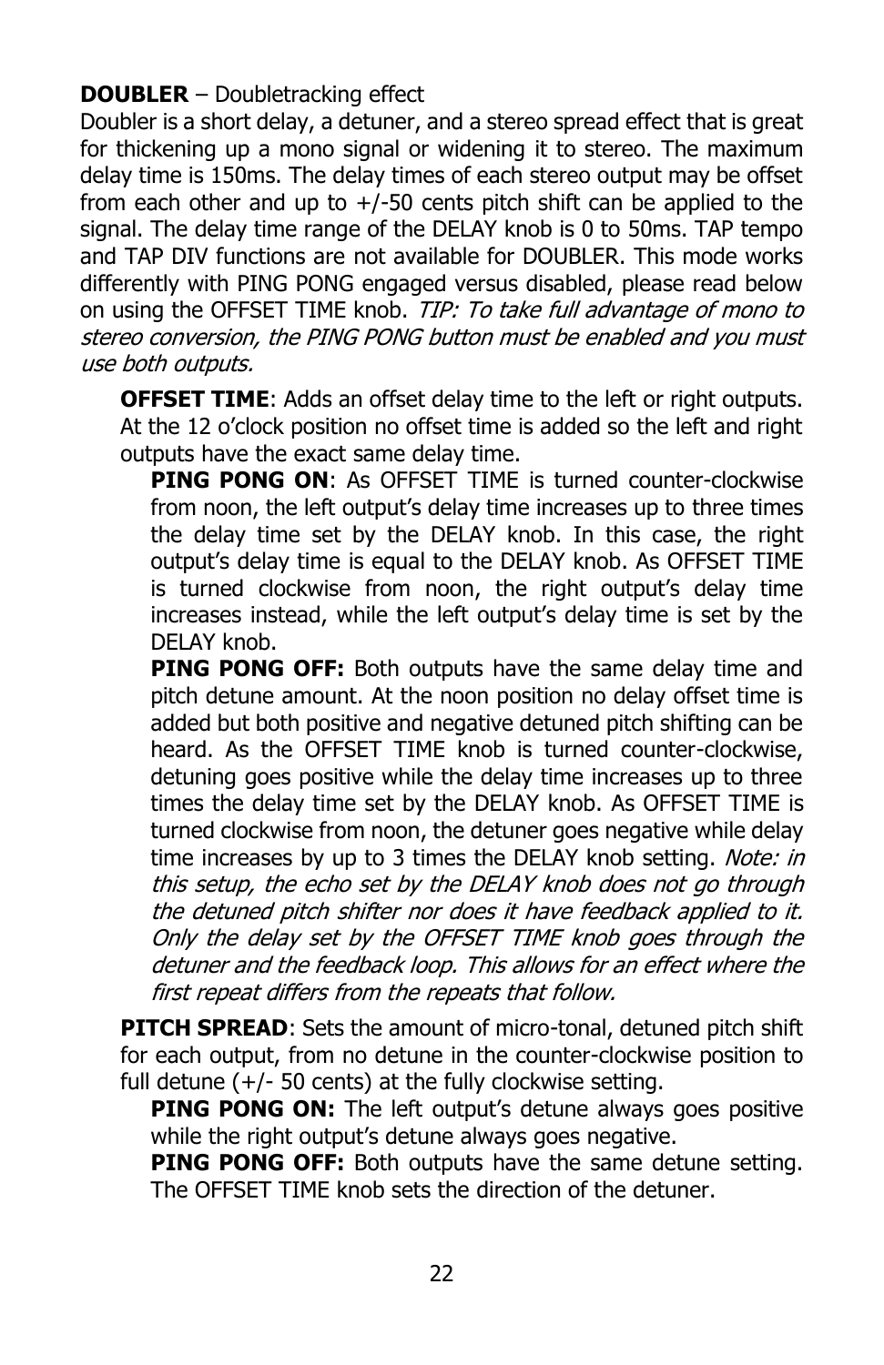**DOUBLER** – Doubletracking effect

Doubler is a short delay, a detuner, and a stereo spread effect that is great for thickening up a mono signal or widening it to stereo. The maximum delay time is 150ms. The delay times of each stereo output may be offset from each other and up to +/-50 cents pitch shift can be applied to the signal. The delay time range of the DELAY knob is 0 to 50ms. TAP tempo and TAP DIV functions are not available for DOUBLER. This mode works differently with PING PONG engaged versus disabled, please read below on using the OFFSET TIME knob. *TIP: To take full advantage of mono to stereo conversion, the PING PONG button must be enabled and you must use both outputs.*

**OFFSET TIME**: Adds an offset delay time to the left or right outputs. At the 12 o'clock position no offset time is added so the left and right outputs have the exact same delay time.

**PING PONG ON**: As OFFSET TIME is turned counter-clockwise from noon, the left output's delay time increases up to three times the delay time set by the DELAY knob. In this case, the right output's delay time is equal to the DELAY knob. As OFFSET TIME is turned clockwise from noon, the right output's delay time increases instead, while the left output's delay time is set by the DELAY knob.

**PING PONG OFF:** Both outputs have the same delay time and pitch detune amount. At the noon position no delay offset time is added but both positive and negative detuned pitch shifting can be heard. As the OFFSET TIME knob is turned counter-clockwise, detuning goes positive while the delay time increases up to three times the delay time set by the DELAY knob. As OFFSET TIME is turned clockwise from noon, the detuner goes negative while delay time increases by up to 3 times the DELAY knob setting. *Note: in this setup, the echo set by the DELAY knob does not go through the detuned pitch shifter nor does it have feedback applied to it. Only the delay set by the OFFSET TIME knob goes through the detuner and the feedback loop. This allows for an effect where the first repeat differs from the repeats that follow.*

**PITCH SPREAD**: Sets the amount of micro-tonal, detuned pitch shift for each output, from no detune in the counter-clockwise position to full detune (+/- 50 cents) at the fully clockwise setting.

**PING PONG ON:** The left output's detune always goes positive while the right output's detune always goes negative.

**PING PONG OFF:** Both outputs have the same detune setting. The OFFSET TIME knob sets the direction of the detuner.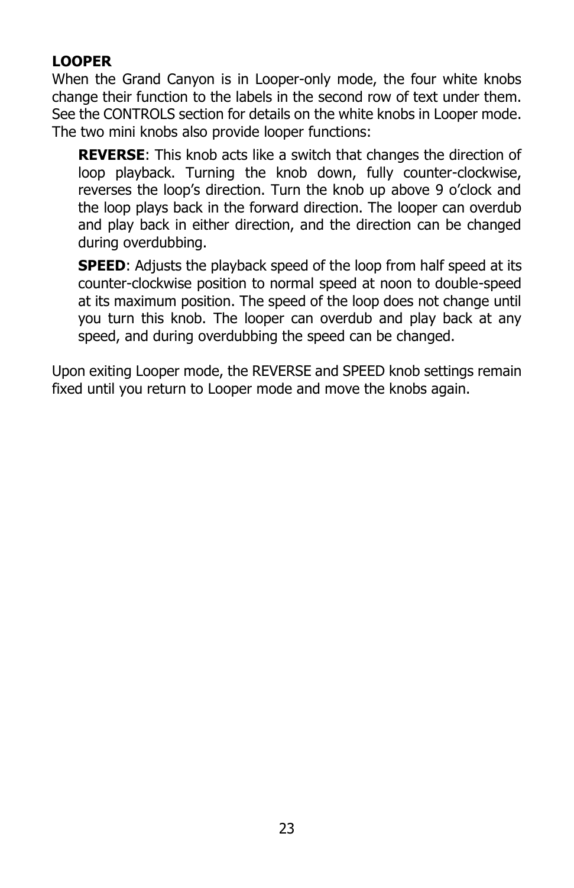**LOOPER**

When the Grand Canyon is in Looper-only mode, the four white knobs change their function to the labels in the second row of text under them. See the CONTROLS section for details on the white knobs in Looper mode. The two mini knobs also provide looper functions:

> **REVERSE**: This knob acts like a switch that changes the direction of loop playback. Turning the knob down, fully counter-clockwise, reverses the loop's direction. Turn the knob up above 9 o'clock and the loop plays back in the forward direction. The looper can overdub and play back in either direction, and the direction can be changed during overdubbing.
>
> **SPEED**: Adjusts the playback speed of the loop from half speed at its counter-clockwise position to normal speed at noon to double-speed at its maximum position. The speed of the loop does not change until you turn this knob. The looper can overdub and play back at any speed, and during overdubbing the speed can be changed.

Upon exiting Looper mode, the REVERSE and SPEED knob settings remain fixed until you return to Looper mode and move the knobs again.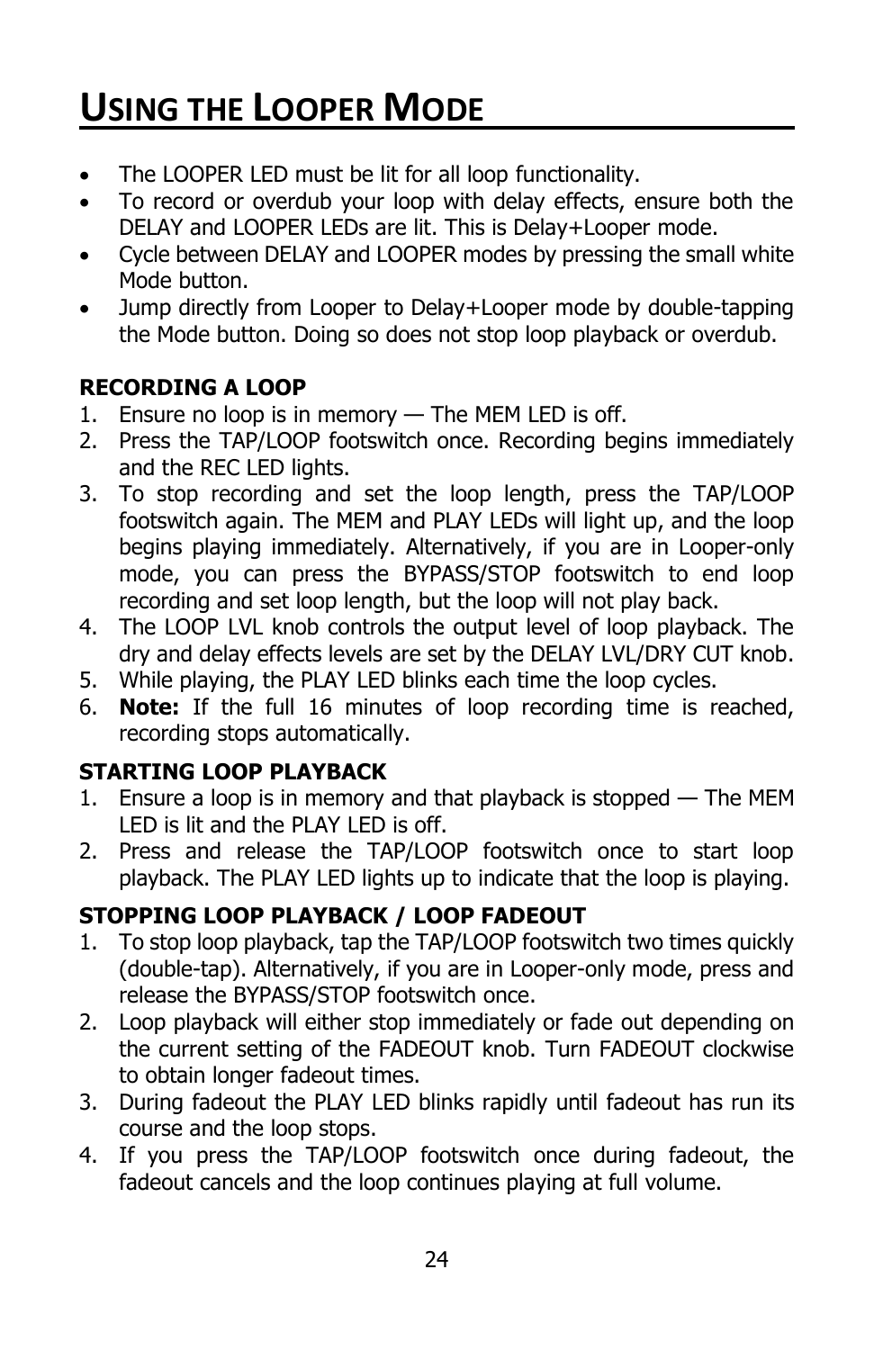# Using the Looper Mode

- The LOOPER LED must be lit for all loop functionality.
- To record or overdub your loop with delay effects, ensure both the DELAY and LOOPER LEDs are lit. This is Delay+Looper mode.
- Cycle between DELAY and LOOPER modes by pressing the small white Mode button.
- Jump directly from Looper to Delay+Looper mode by double-tapping the Mode button. Doing so does not stop loop playback or overdub.

**RECORDING A LOOP**

1. Ensure no loop is in memory — The MEM LED is off.
2. Press the TAP/LOOP footswitch once. Recording begins immediately and the REC LED lights.
3. To stop recording and set the loop length, press the TAP/LOOP footswitch again. The MEM and PLAY LEDs will light up, and the loop begins playing immediately. Alternatively, if you are in Looper-only mode, you can press the BYPASS/STOP footswitch to end loop recording and set loop length, but the loop will not play back.
4. The LOOP LVL knob controls the output level of loop playback. The dry and delay effects levels are set by the DELAY LVL/DRY CUT knob.
5. While playing, the PLAY LED blinks each time the loop cycles.
6. **Note:** If the full 16 minutes of loop recording time is reached, recording stops automatically.

**STARTING LOOP PLAYBACK**

1. Ensure a loop is in memory and that playback is stopped — The MEM LED is lit and the PLAY LED is off.
2. Press and release the TAP/LOOP footswitch once to start loop playback. The PLAY LED lights up to indicate that the loop is playing.

**STOPPING LOOP PLAYBACK / LOOP FADEOUT**

1. To stop loop playback, tap the TAP/LOOP footswitch two times quickly (double-tap). Alternatively, if you are in Looper-only mode, press and release the BYPASS/STOP footswitch once.
2. Loop playback will either stop immediately or fade out depending on the current setting of the FADEOUT knob. Turn FADEOUT clockwise to obtain longer fadeout times.
3. During fadeout the PLAY LED blinks rapidly until fadeout has run its course and the loop stops.
4. If you press the TAP/LOOP footswitch once during fadeout, the fadeout cancels and the loop continues playing at full volume.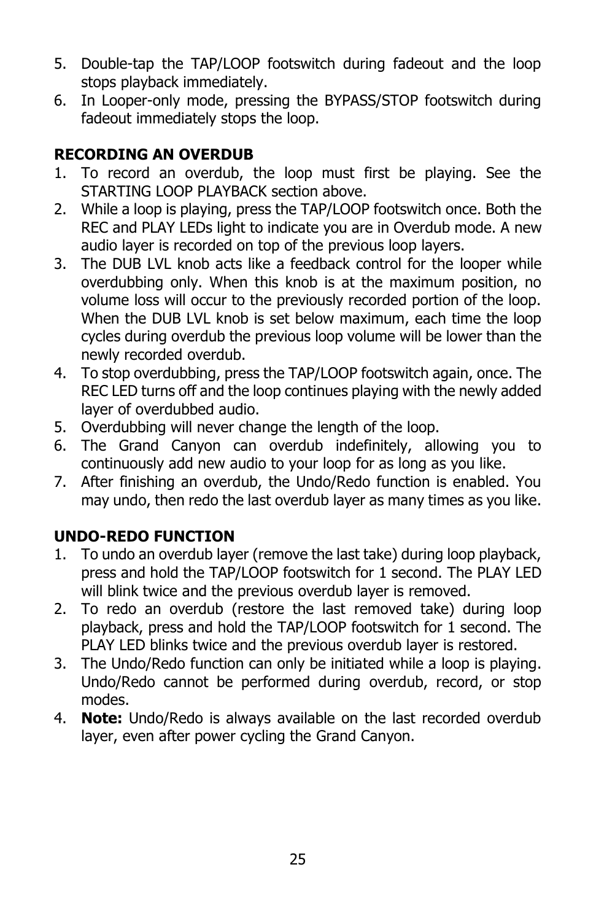5. Double-tap the TAP/LOOP footswitch during fadeout and the loop stops playback immediately.
6. In Looper-only mode, pressing the BYPASS/STOP footswitch during fadeout immediately stops the loop.

**RECORDING AN OVERDUB**

1. To record an overdub, the loop must first be playing. See the STARTING LOOP PLAYBACK section above.
2. While a loop is playing, press the TAP/LOOP footswitch once. Both the REC and PLAY LEDs light to indicate you are in Overdub mode. A new audio layer is recorded on top of the previous loop layers.
3. The DUB LVL knob acts like a feedback control for the looper while overdubbing only. When this knob is at the maximum position, no volume loss will occur to the previously recorded portion of the loop. When the DUB LVL knob is set below maximum, each time the loop cycles during overdub the previous loop volume will be lower than the newly recorded overdub.
4. To stop overdubbing, press the TAP/LOOP footswitch again, once. The REC LED turns off and the loop continues playing with the newly added layer of overdubbed audio.
5. Overdubbing will never change the length of the loop.
6. The Grand Canyon can overdub indefinitely, allowing you to continuously add new audio to your loop for as long as you like.
7. After finishing an overdub, the Undo/Redo function is enabled. You may undo, then redo the last overdub layer as many times as you like.

**UNDO-REDO FUNCTION**

1. To undo an overdub layer (remove the last take) during loop playback, press and hold the TAP/LOOP footswitch for 1 second. The PLAY LED will blink twice and the previous overdub layer is removed.
2. To redo an overdub (restore the last removed take) during loop playback, press and hold the TAP/LOOP footswitch for 1 second. The PLAY LED blinks twice and the previous overdub layer is restored.
3. The Undo/Redo function can only be initiated while a loop is playing. Undo/Redo cannot be performed during overdub, record, or stop modes.
4. **Note:** Undo/Redo is always available on the last recorded overdub layer, even after power cycling the Grand Canyon.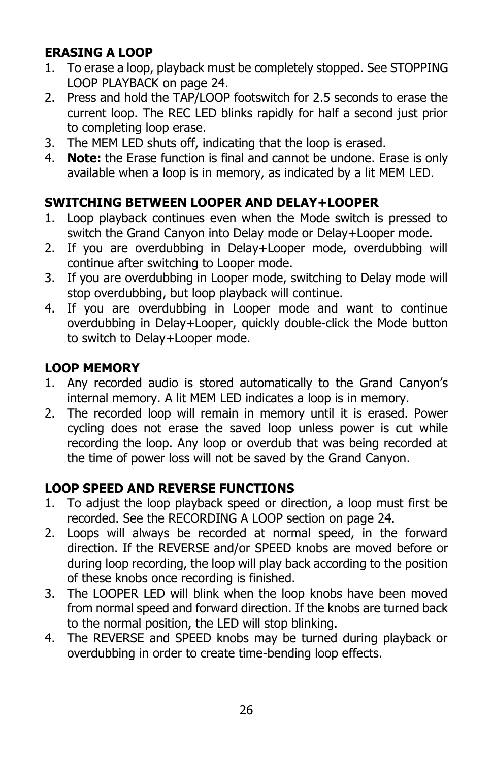### ERASING A LOOP

1. To erase a loop, playback must be completely stopped. See STOPPING LOOP PLAYBACK on page 24.
2. Press and hold the TAP/LOOP footswitch for 2.5 seconds to erase the current loop. The REC LED blinks rapidly for half a second just prior to completing loop erase.
3. The MEM LED shuts off, indicating that the loop is erased.
4. **Note:** the Erase function is final and cannot be undone. Erase is only available when a loop is in memory, as indicated by a lit MEM LED.

### SWITCHING BETWEEN LOOPER AND DELAY+LOOPER

1. Loop playback continues even when the Mode switch is pressed to switch the Grand Canyon into Delay mode or Delay+Looper mode.
2. If you are overdubbing in Delay+Looper mode, overdubbing will continue after switching to Looper mode.
3. If you are overdubbing in Looper mode, switching to Delay mode will stop overdubbing, but loop playback will continue.
4. If you are overdubbing in Looper mode and want to continue overdubbing in Delay+Looper, quickly double-click the Mode button to switch to Delay+Looper mode.

### LOOP MEMORY

1. Any recorded audio is stored automatically to the Grand Canyon's internal memory. A lit MEM LED indicates a loop is in memory.
2. The recorded loop will remain in memory until it is erased. Power cycling does not erase the saved loop unless power is cut while recording the loop. Any loop or overdub that was being recorded at the time of power loss will not be saved by the Grand Canyon.

### LOOP SPEED AND REVERSE FUNCTIONS

1. To adjust the loop playback speed or direction, a loop must first be recorded. See the RECORDING A LOOP section on page 24.
2. Loops will always be recorded at normal speed, in the forward direction. If the REVERSE and/or SPEED knobs are moved before or during loop recording, the loop will play back according to the position of these knobs once recording is finished.
3. The LOOPER LED will blink when the loop knobs have been moved from normal speed and forward direction. If the knobs are turned back to the normal position, the LED will stop blinking.
4. The REVERSE and SPEED knobs may be turned during playback or overdubbing in order to create time-bending loop effects.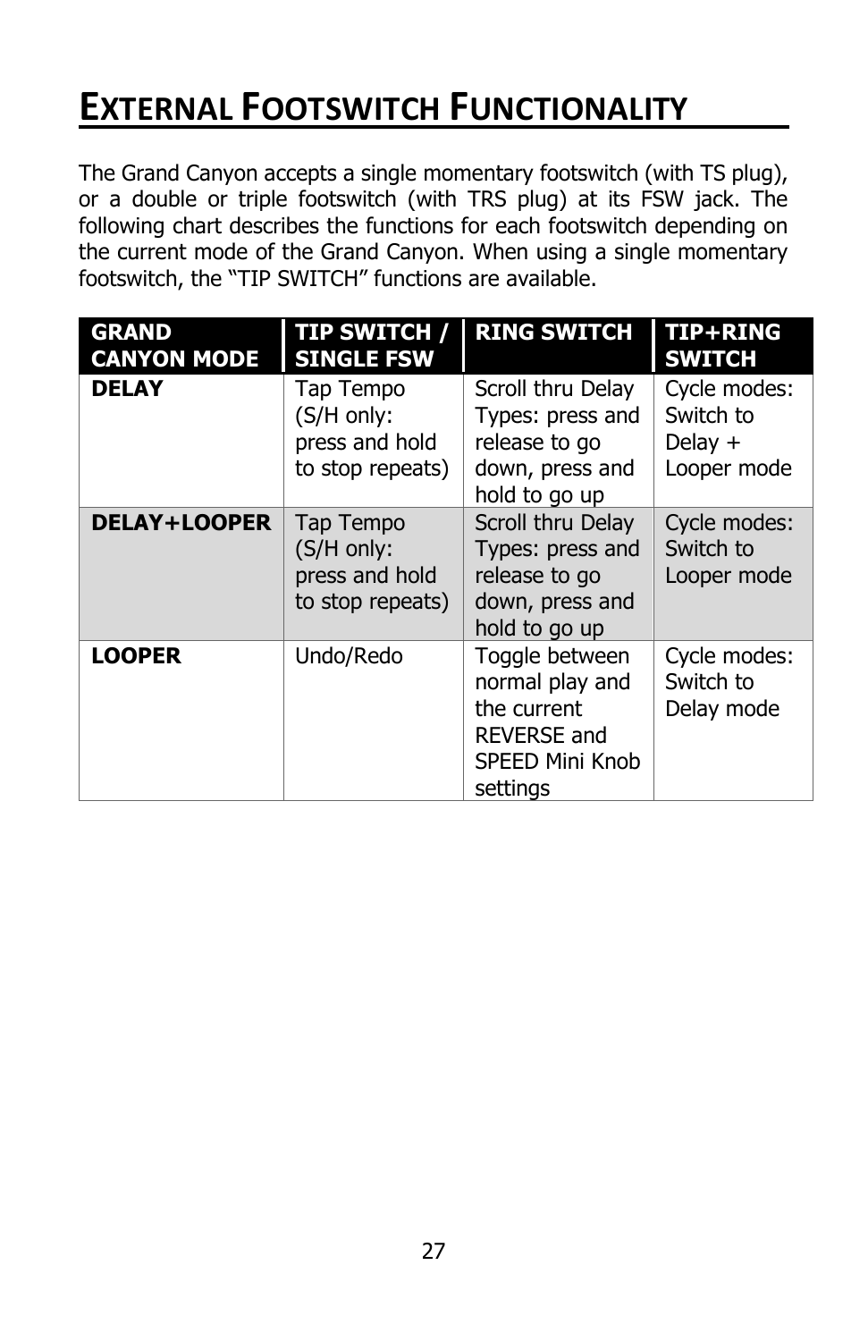# External Footswitch Functionality

The Grand Canyon accepts a single momentary footswitch (with TS plug), or a double or triple footswitch (with TRS plug) at its FSW jack. The following chart describes the functions for each footswitch depending on the current mode of the Grand Canyon. When using a single momentary footswitch, the "TIP SWITCH" functions are available.

| GRAND CANYON MODE | TIP SWITCH / SINGLE FSW | RING SWITCH | TIP+RING SWITCH |
|---|---|---|---|
| **DELAY** | Tap Tempo (S/H only: press and hold to stop repeats) | Scroll thru Delay Types: press and release to go down, press and hold to go up | Cycle modes: Switch to Delay + Looper mode |
| **DELAY+LOOPER** | Tap Tempo (S/H only: press and hold to stop repeats) | Scroll thru Delay Types: press and release to go down, press and hold to go up | Cycle modes: Switch to Looper mode |
| **LOOPER** | Undo/Redo | Toggle between normal play and the current REVERSE and SPEED Mini Knob settings | Cycle modes: Switch to Delay mode |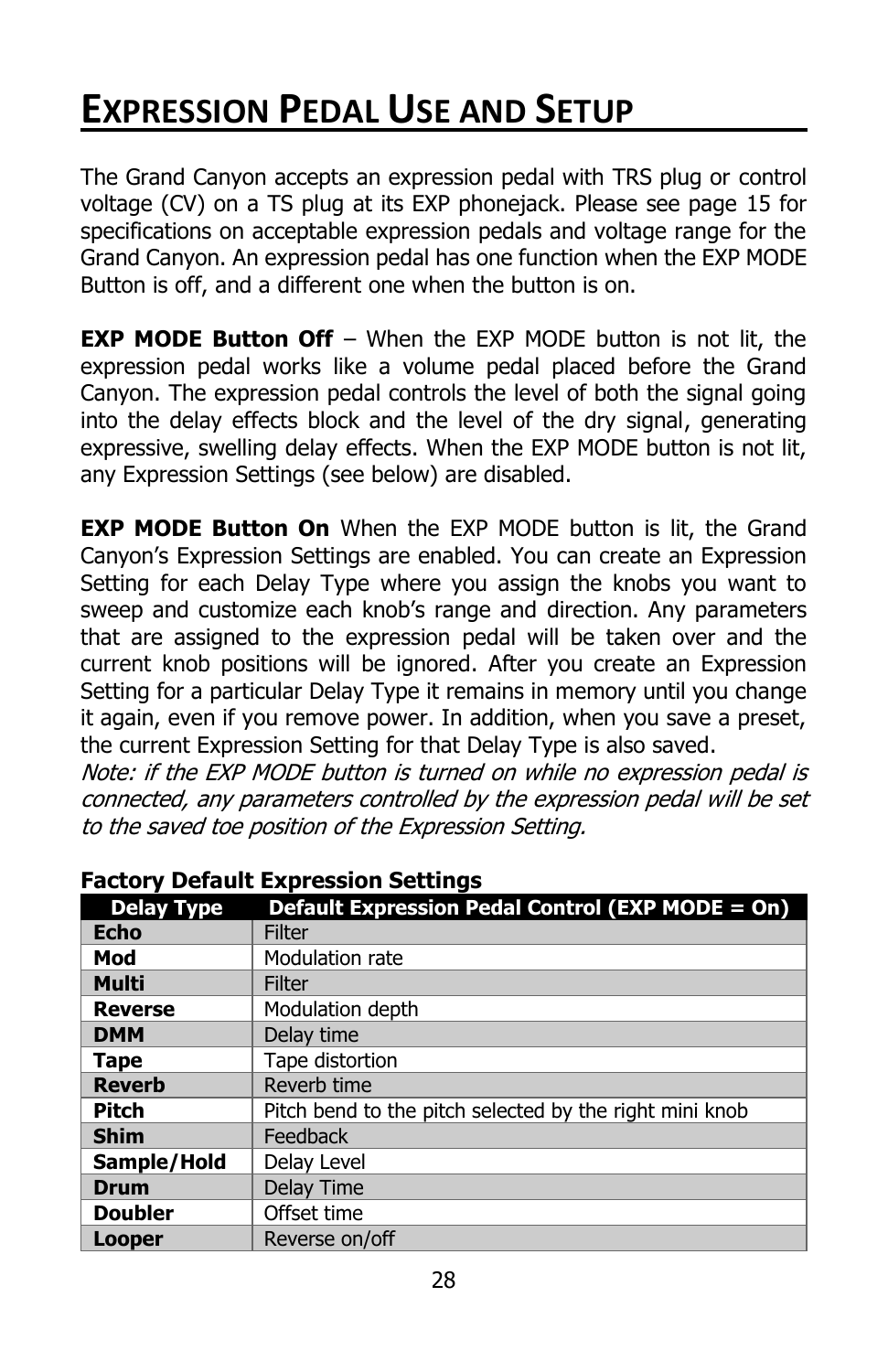# Expression Pedal Use and Setup

The Grand Canyon accepts an expression pedal with TRS plug or control voltage (CV) on a TS plug at its EXP phonejack. Please see page 15 for specifications on acceptable expression pedals and voltage range for the Grand Canyon. An expression pedal has one function when the EXP MODE Button is off, and a different one when the button is on.

**EXP MODE Button Off** – When the EXP MODE button is not lit, the expression pedal works like a volume pedal placed before the Grand Canyon. The expression pedal controls the level of both the signal going into the delay effects block and the level of the dry signal, generating expressive, swelling delay effects. When the EXP MODE button is not lit, any Expression Settings (see below) are disabled.

**EXP MODE Button On** When the EXP MODE button is lit, the Grand Canyon's Expression Settings are enabled. You can create an Expression Setting for each Delay Type where you assign the knobs you want to sweep and customize each knob's range and direction. Any parameters that are assigned to the expression pedal will be taken over and the current knob positions will be ignored. After you create an Expression Setting for a particular Delay Type it remains in memory until you change it again, even if you remove power. In addition, when you save a preset, the current Expression Setting for that Delay Type is also saved.
*Note: if the EXP MODE button is turned on while no expression pedal is connected, any parameters controlled by the expression pedal will be set to the saved toe position of the Expression Setting.*

**Factory Default Expression Settings**

| Delay Type | Default Expression Pedal Control (EXP MODE = On) |
|---|---|
| **Echo** | Filter |
| **Mod** | Modulation rate |
| **Multi** | Filter |
| **Reverse** | Modulation depth |
| **DMM** | Delay time |
| **Tape** | Tape distortion |
| **Reverb** | Reverb time |
| **Pitch** | Pitch bend to the pitch selected by the right mini knob |
| **Shim** | Feedback |
| **Sample/Hold** | Delay Level |
| **Drum** | Delay Time |
| **Doubler** | Offset time |
| **Looper** | Reverse on/off |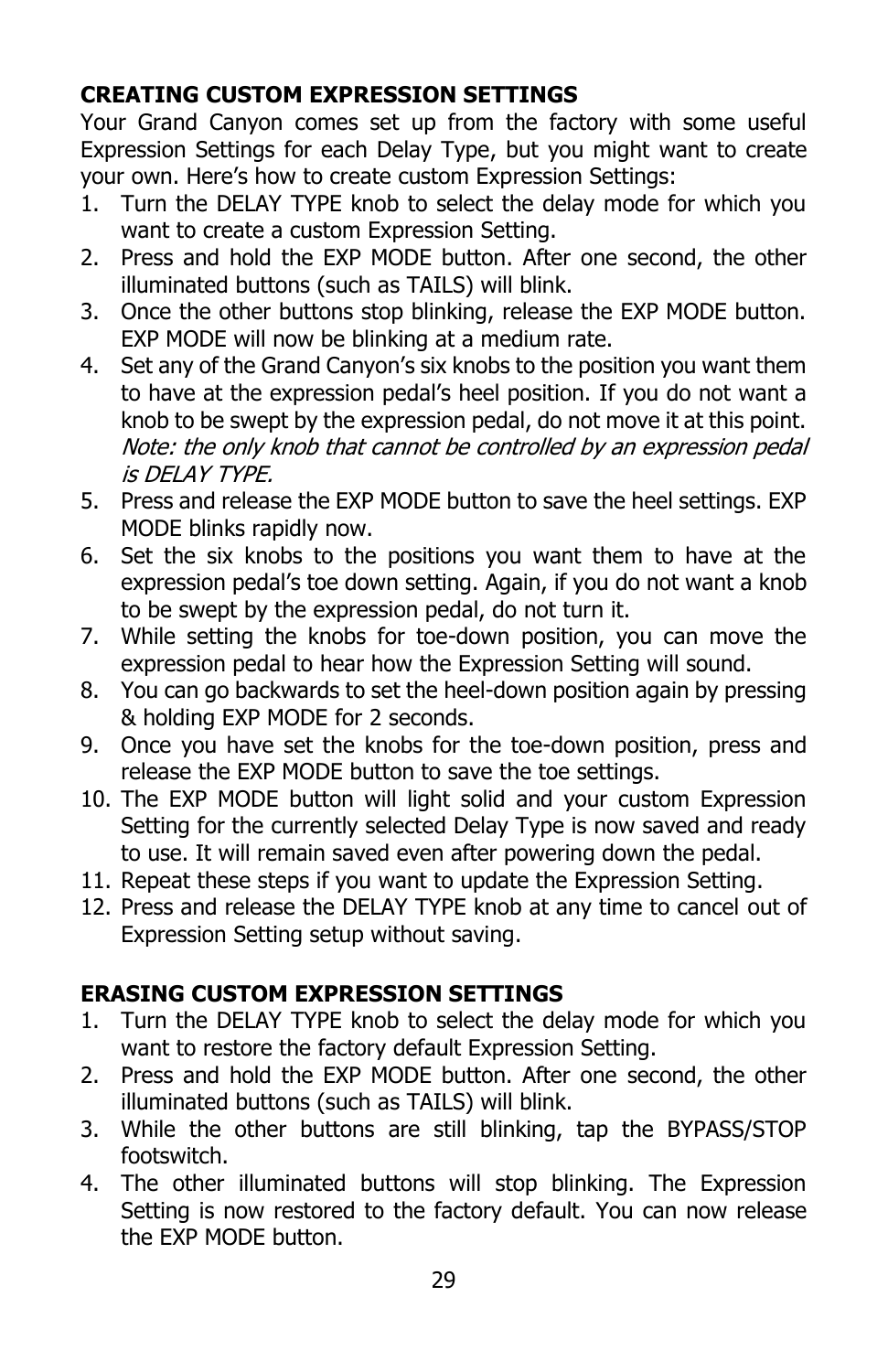## CREATING CUSTOM EXPRESSION SETTINGS

Your Grand Canyon comes set up from the factory with some useful Expression Settings for each Delay Type, but you might want to create your own. Here's how to create custom Expression Settings:

1. Turn the DELAY TYPE knob to select the delay mode for which you want to create a custom Expression Setting.
2. Press and hold the EXP MODE button. After one second, the other illuminated buttons (such as TAILS) will blink.
3. Once the other buttons stop blinking, release the EXP MODE button. EXP MODE will now be blinking at a medium rate.
4. Set any of the Grand Canyon's six knobs to the position you want them to have at the expression pedal's heel position. If you do not want a knob to be swept by the expression pedal, do not move it at this point. *Note: the only knob that cannot be controlled by an expression pedal is DELAY TYPE.*
5. Press and release the EXP MODE button to save the heel settings. EXP MODE blinks rapidly now.
6. Set the six knobs to the positions you want them to have at the expression pedal's toe down setting. Again, if you do not want a knob to be swept by the expression pedal, do not turn it.
7. While setting the knobs for toe-down position, you can move the expression pedal to hear how the Expression Setting will sound.
8. You can go backwards to set the heel-down position again by pressing & holding EXP MODE for 2 seconds.
9. Once you have set the knobs for the toe-down position, press and release the EXP MODE button to save the toe settings.
10. The EXP MODE button will light solid and your custom Expression Setting for the currently selected Delay Type is now saved and ready to use. It will remain saved even after powering down the pedal.
11. Repeat these steps if you want to update the Expression Setting.
12. Press and release the DELAY TYPE knob at any time to cancel out of Expression Setting setup without saving.

## ERASING CUSTOM EXPRESSION SETTINGS

1. Turn the DELAY TYPE knob to select the delay mode for which you want to restore the factory default Expression Setting.
2. Press and hold the EXP MODE button. After one second, the other illuminated buttons (such as TAILS) will blink.
3. While the other buttons are still blinking, tap the BYPASS/STOP footswitch.
4. The other illuminated buttons will stop blinking. The Expression Setting is now restored to the factory default. You can now release the EXP MODE button.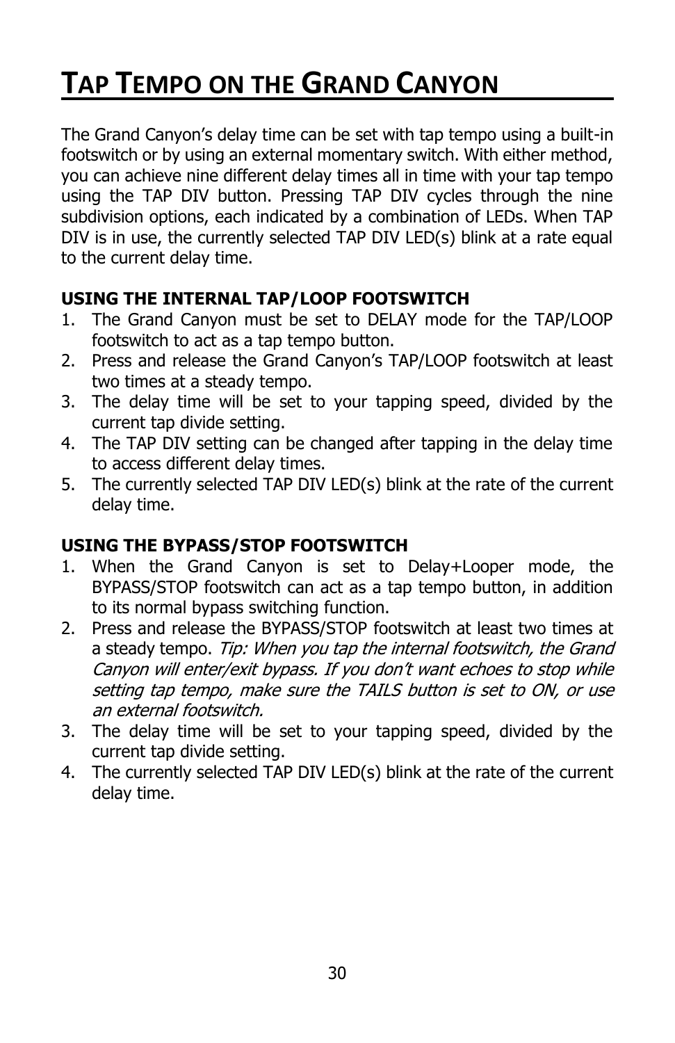# Tap Tempo on the Grand Canyon

The Grand Canyon's delay time can be set with tap tempo using a built-in footswitch or by using an external momentary switch. With either method, you can achieve nine different delay times all in time with your tap tempo using the TAP DIV button. Pressing TAP DIV cycles through the nine subdivision options, each indicated by a combination of LEDs. When TAP DIV is in use, the currently selected TAP DIV LED(s) blink at a rate equal to the current delay time.

**USING THE INTERNAL TAP/LOOP FOOTSWITCH**

1. The Grand Canyon must be set to DELAY mode for the TAP/LOOP footswitch to act as a tap tempo button.
2. Press and release the Grand Canyon's TAP/LOOP footswitch at least two times at a steady tempo.
3. The delay time will be set to your tapping speed, divided by the current tap divide setting.
4. The TAP DIV setting can be changed after tapping in the delay time to access different delay times.
5. The currently selected TAP DIV LED(s) blink at the rate of the current delay time.

**USING THE BYPASS/STOP FOOTSWITCH**

1. When the Grand Canyon is set to Delay+Looper mode, the BYPASS/STOP footswitch can act as a tap tempo button, in addition to its normal bypass switching function.
2. Press and release the BYPASS/STOP footswitch at least two times at a steady tempo. *Tip: When you tap the internal footswitch, the Grand Canyon will enter/exit bypass. If you don't want echoes to stop while setting tap tempo, make sure the TAILS button is set to ON, or use an external footswitch.*
3. The delay time will be set to your tapping speed, divided by the current tap divide setting.
4. The currently selected TAP DIV LED(s) blink at the rate of the current delay time.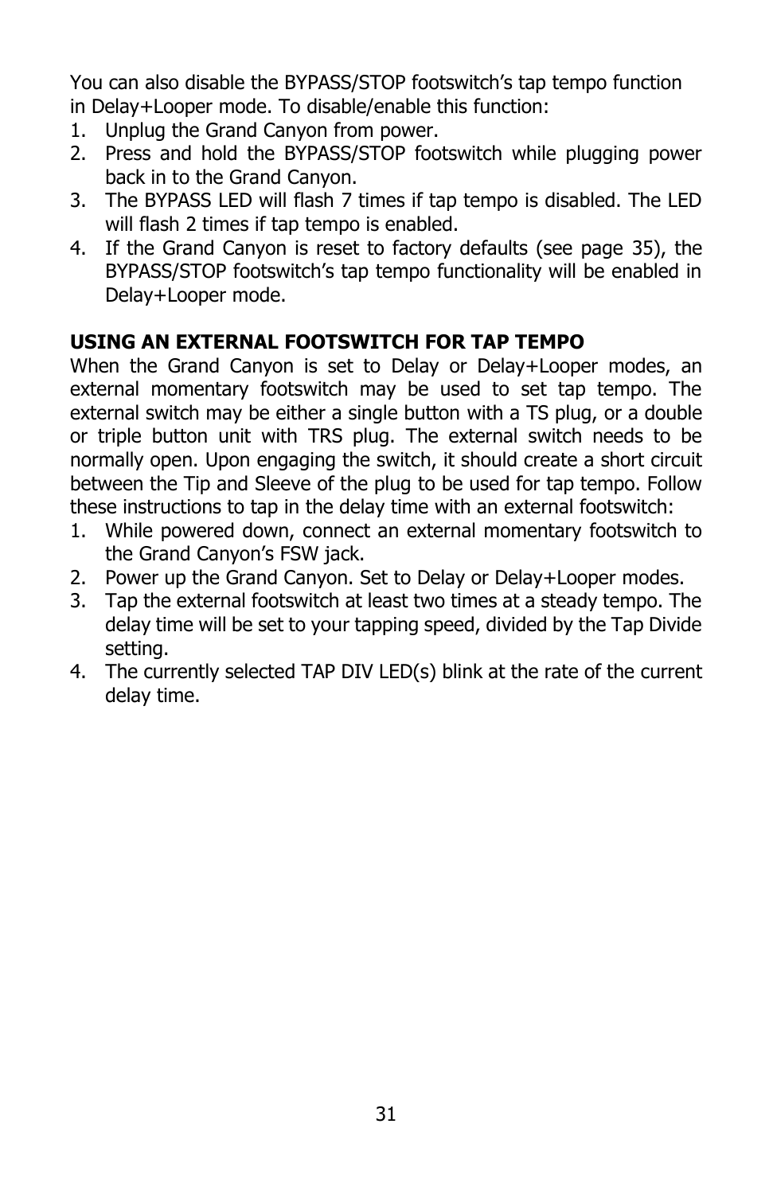You can also disable the BYPASS/STOP footswitch's tap tempo function in Delay+Looper mode. To disable/enable this function:

1. Unplug the Grand Canyon from power.
2. Press and hold the BYPASS/STOP footswitch while plugging power back in to the Grand Canyon.
3. The BYPASS LED will flash 7 times if tap tempo is disabled. The LED will flash 2 times if tap tempo is enabled.
4. If the Grand Canyon is reset to factory defaults (see page 35), the BYPASS/STOP footswitch's tap tempo functionality will be enabled in Delay+Looper mode.

**USING AN EXTERNAL FOOTSWITCH FOR TAP TEMPO**

When the Grand Canyon is set to Delay or Delay+Looper modes, an external momentary footswitch may be used to set tap tempo. The external switch may be either a single button with a TS plug, or a double or triple button unit with TRS plug. The external switch needs to be normally open. Upon engaging the switch, it should create a short circuit between the Tip and Sleeve of the plug to be used for tap tempo. Follow these instructions to tap in the delay time with an external footswitch:

1. While powered down, connect an external momentary footswitch to the Grand Canyon's FSW jack.
2. Power up the Grand Canyon. Set to Delay or Delay+Looper modes.
3. Tap the external footswitch at least two times at a steady tempo. The delay time will be set to your tapping speed, divided by the Tap Divide setting.
4. The currently selected TAP DIV LED(s) blink at the rate of the current delay time.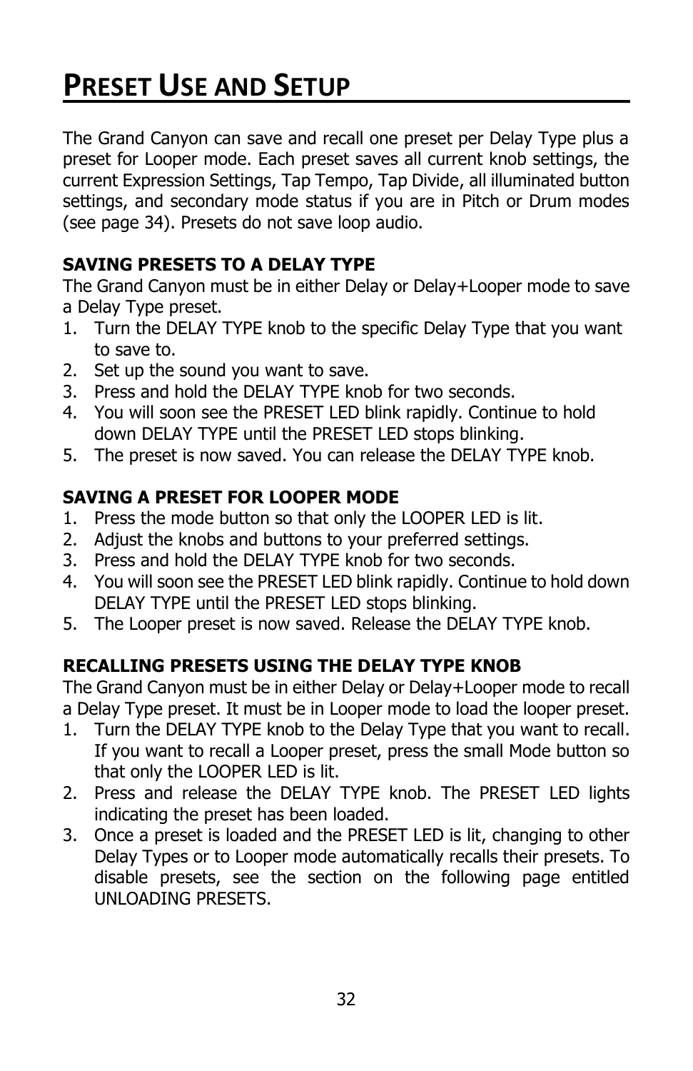# Preset Use and Setup

The Grand Canyon can save and recall one preset per Delay Type plus a preset for Looper mode. Each preset saves all current knob settings, the current Expression Settings, Tap Tempo, Tap Divide, all illuminated button settings, and secondary mode status if you are in Pitch or Drum modes (see page 34). Presets do not save loop audio.

**SAVING PRESETS TO A DELAY TYPE**

The Grand Canyon must be in either Delay or Delay+Looper mode to save a Delay Type preset.

1. Turn the DELAY TYPE knob to the specific Delay Type that you want to save to.
2. Set up the sound you want to save.
3. Press and hold the DELAY TYPE knob for two seconds.
4. You will soon see the PRESET LED blink rapidly. Continue to hold down DELAY TYPE until the PRESET LED stops blinking.
5. The preset is now saved. You can release the DELAY TYPE knob.

**SAVING A PRESET FOR LOOPER MODE**

1. Press the mode button so that only the LOOPER LED is lit.
2. Adjust the knobs and buttons to your preferred settings.
3. Press and hold the DELAY TYPE knob for two seconds.
4. You will soon see the PRESET LED blink rapidly. Continue to hold down DELAY TYPE until the PRESET LED stops blinking.
5. The Looper preset is now saved. Release the DELAY TYPE knob.

**RECALLING PRESETS USING THE DELAY TYPE KNOB**

The Grand Canyon must be in either Delay or Delay+Looper mode to recall a Delay Type preset. It must be in Looper mode to load the looper preset.

1. Turn the DELAY TYPE knob to the Delay Type that you want to recall. If you want to recall a Looper preset, press the small Mode button so that only the LOOPER LED is lit.
2. Press and release the DELAY TYPE knob. The PRESET LED lights indicating the preset has been loaded.
3. Once a preset is loaded and the PRESET LED is lit, changing to other Delay Types or to Looper mode automatically recalls their presets. To disable presets, see the section on the following page entitled UNLOADING PRESETS.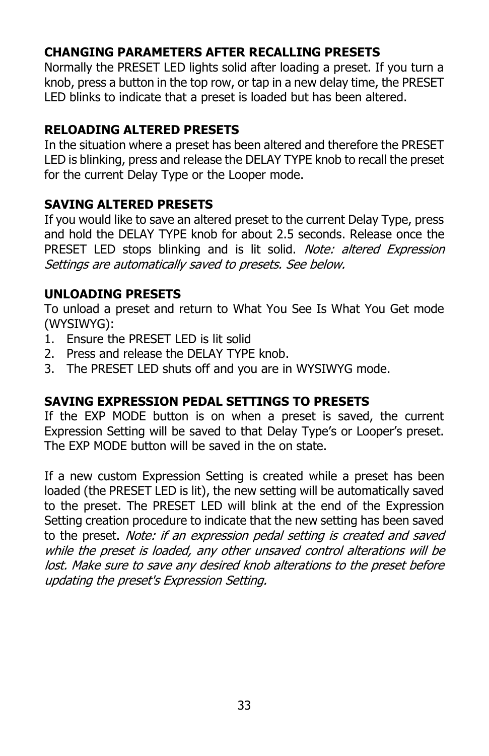**CHANGING PARAMETERS AFTER RECALLING PRESETS**
Normally the PRESET LED lights solid after loading a preset. If you turn a knob, press a button in the top row, or tap in a new delay time, the PRESET LED blinks to indicate that a preset is loaded but has been altered.

**RELOADING ALTERED PRESETS**
In the situation where a preset has been altered and therefore the PRESET LED is blinking, press and release the DELAY TYPE knob to recall the preset for the current Delay Type or the Looper mode.

**SAVING ALTERED PRESETS**
If you would like to save an altered preset to the current Delay Type, press and hold the DELAY TYPE knob for about 2.5 seconds. Release once the PRESET LED stops blinking and is lit solid. *Note: altered Expression Settings are automatically saved to presets. See below.*

**UNLOADING PRESETS**
To unload a preset and return to What You See Is What You Get mode (WYSIWYG):

1. Ensure the PRESET LED is lit solid
2. Press and release the DELAY TYPE knob.
3. The PRESET LED shuts off and you are in WYSIWYG mode.

**SAVING EXPRESSION PEDAL SETTINGS TO PRESETS**
If the EXP MODE button is on when a preset is saved, the current Expression Setting will be saved to that Delay Type's or Looper's preset. The EXP MODE button will be saved in the on state.

If a new custom Expression Setting is created while a preset has been loaded (the PRESET LED is lit), the new setting will be automatically saved to the preset. The PRESET LED will blink at the end of the Expression Setting creation procedure to indicate that the new setting has been saved to the preset. *Note: if an expression pedal setting is created and saved while the preset is loaded, any other unsaved control alterations will be lost. Make sure to save any desired knob alterations to the preset before updating the preset's Expression Setting.*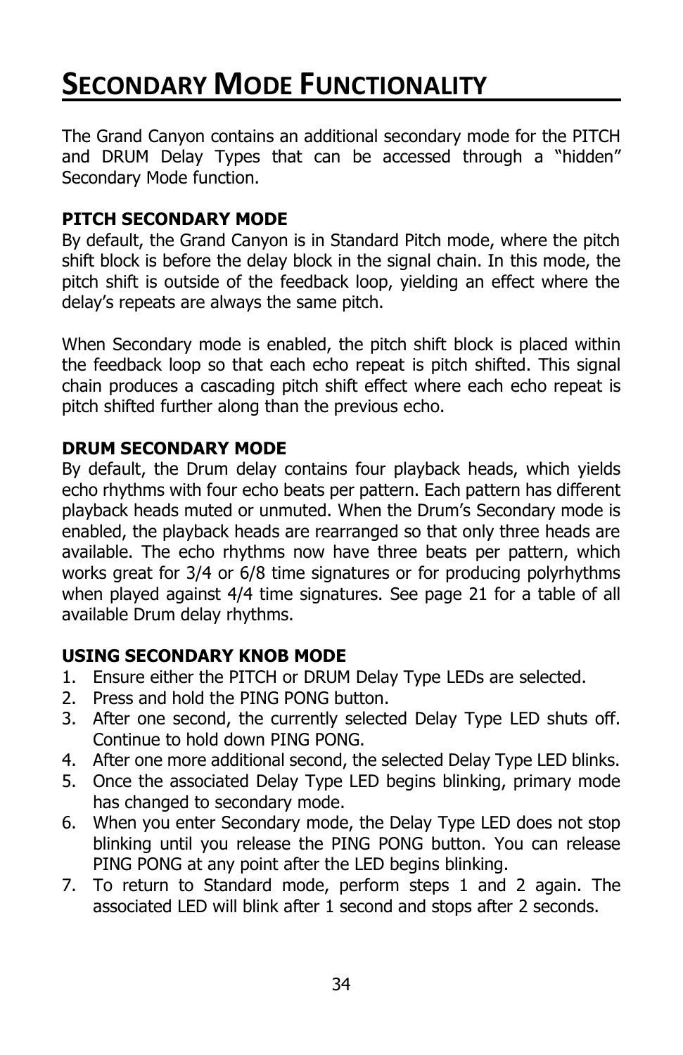# Secondary Mode Functionality

The Grand Canyon contains an additional secondary mode for the PITCH and DRUM Delay Types that can be accessed through a "hidden" Secondary Mode function.

**PITCH SECONDARY MODE**

By default, the Grand Canyon is in Standard Pitch mode, where the pitch shift block is before the delay block in the signal chain. In this mode, the pitch shift is outside of the feedback loop, yielding an effect where the delay's repeats are always the same pitch.

When Secondary mode is enabled, the pitch shift block is placed within the feedback loop so that each echo repeat is pitch shifted. This signal chain produces a cascading pitch shift effect where each echo repeat is pitch shifted further along than the previous echo.

**DRUM SECONDARY MODE**

By default, the Drum delay contains four playback heads, which yields echo rhythms with four echo beats per pattern. Each pattern has different playback heads muted or unmuted. When the Drum's Secondary mode is enabled, the playback heads are rearranged so that only three heads are available. The echo rhythms now have three beats per pattern, which works great for 3/4 or 6/8 time signatures or for producing polyrhythms when played against 4/4 time signatures. See page 21 for a table of all available Drum delay rhythms.

**USING SECONDARY KNOB MODE**

1. Ensure either the PITCH or DRUM Delay Type LEDs are selected.
2. Press and hold the PING PONG button.
3. After one second, the currently selected Delay Type LED shuts off. Continue to hold down PING PONG.
4. After one more additional second, the selected Delay Type LED blinks.
5. Once the associated Delay Type LED begins blinking, primary mode has changed to secondary mode.
6. When you enter Secondary mode, the Delay Type LED does not stop blinking until you release the PING PONG button. You can release PING PONG at any point after the LED begins blinking.
7. To return to Standard mode, perform steps 1 and 2 again. The associated LED will blink after 1 second and stops after 2 seconds.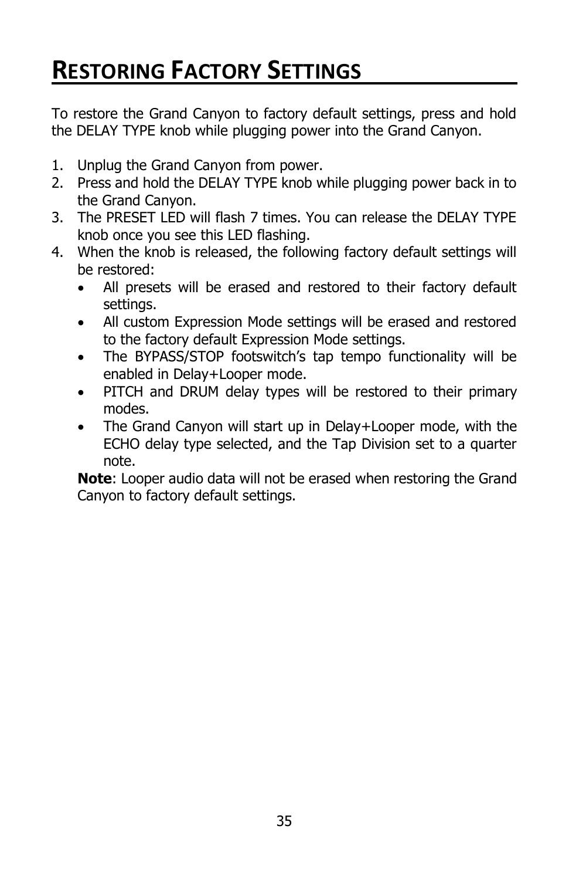# Restoring Factory Settings

To restore the Grand Canyon to factory default settings, press and hold the DELAY TYPE knob while plugging power into the Grand Canyon.

1. Unplug the Grand Canyon from power.
2. Press and hold the DELAY TYPE knob while plugging power back in to the Grand Canyon.
3. The PRESET LED will flash 7 times. You can release the DELAY TYPE knob once you see this LED flashing.
4. When the knob is released, the following factory default settings will be restored:
   - All presets will be erased and restored to their factory default settings.
   - All custom Expression Mode settings will be erased and restored to the factory default Expression Mode settings.
   - The BYPASS/STOP footswitch's tap tempo functionality will be enabled in Delay+Looper mode.
   - PITCH and DRUM delay types will be restored to their primary modes.
   - The Grand Canyon will start up in Delay+Looper mode, with the ECHO delay type selected, and the Tap Division set to a quarter note.

   **Note**: Looper audio data will not be erased when restoring the Grand Canyon to factory default settings.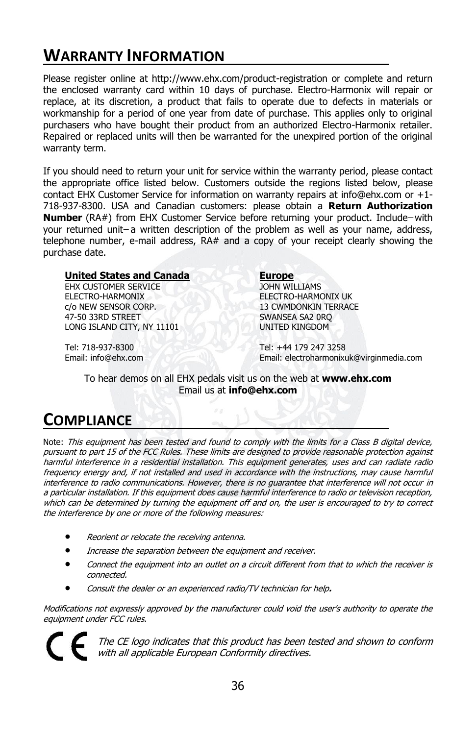# Warranty Information

Please register online at http://www.ehx.com/product-registration or complete and return the enclosed warranty card within 10 days of purchase. Electro-Harmonix will repair or replace, at its discretion, a product that fails to operate due to defects in materials or workmanship for a period of one year from date of purchase. This applies only to original purchasers who have bought their product from an authorized Electro-Harmonix retailer. Repaired or replaced units will then be warranted for the unexpired portion of the original warranty term.

If you should need to return your unit for service within the warranty period, please contact the appropriate office listed below. Customers outside the regions listed below, please contact EHX Customer Service for information on warranty repairs at info@ehx.com or +1-718-937-8300. USA and Canadian customers: please obtain a **Return Authorization Number** (RA#) from EHX Customer Service before returning your product. Include−with your returned unit− a written description of the problem as well as your name, address, telephone number, e-mail address, RA# and a copy of your receipt clearly showing the purchase date.

**United States and Canada**
EHX CUSTOMER SERVICE
ELECTRO-HARMONIX
c/o NEW SENSOR CORP.
47-50 33RD STREET
LONG ISLAND CITY, NY 11101

Tel: 718-937-8300
Email: info@ehx.com

**Europe**
JOHN WILLIAMS
ELECTRO-HARMONIX UK
13 CWMDONKIN TERRACE
SWANSEA SA2 0RQ
UNITED KINGDOM

Tel: +44 179 247 3258
Email: electroharmonixuk@virginmedia.com

To hear demos on all EHX pedals visit us on the web at **www.ehx.com**
Email us at **info@ehx.com**

# Compliance

Note: *This equipment has been tested and found to comply with the limits for a Class B digital device, pursuant to part 15 of the FCC Rules. These limits are designed to provide reasonable protection against harmful interference in a residential installation. This equipment generates, uses and can radiate radio frequency energy and, if not installed and used in accordance with the instructions, may cause harmful interference to radio communications. However, there is no guarantee that interference will not occur in a particular installation. If this equipment does cause harmful interference to radio or television reception, which can be determined by turning the equipment off and on, the user is encouraged to try to correct the interference by one or more of the following measures:*

- *Reorient or relocate the receiving antenna.*
- *Increase the separation between the equipment and receiver.*
- *Connect the equipment into an outlet on a circuit different from that to which the receiver is connected.*
- *Consult the dealer or an experienced radio/TV technician for help.*

*Modifications not expressly approved by the manufacturer could void the user's authority to operate the equipment under FCC rules.*

CE *The CE logo indicates that this product has been tested and shown to conform with all applicable European Conformity directives.*